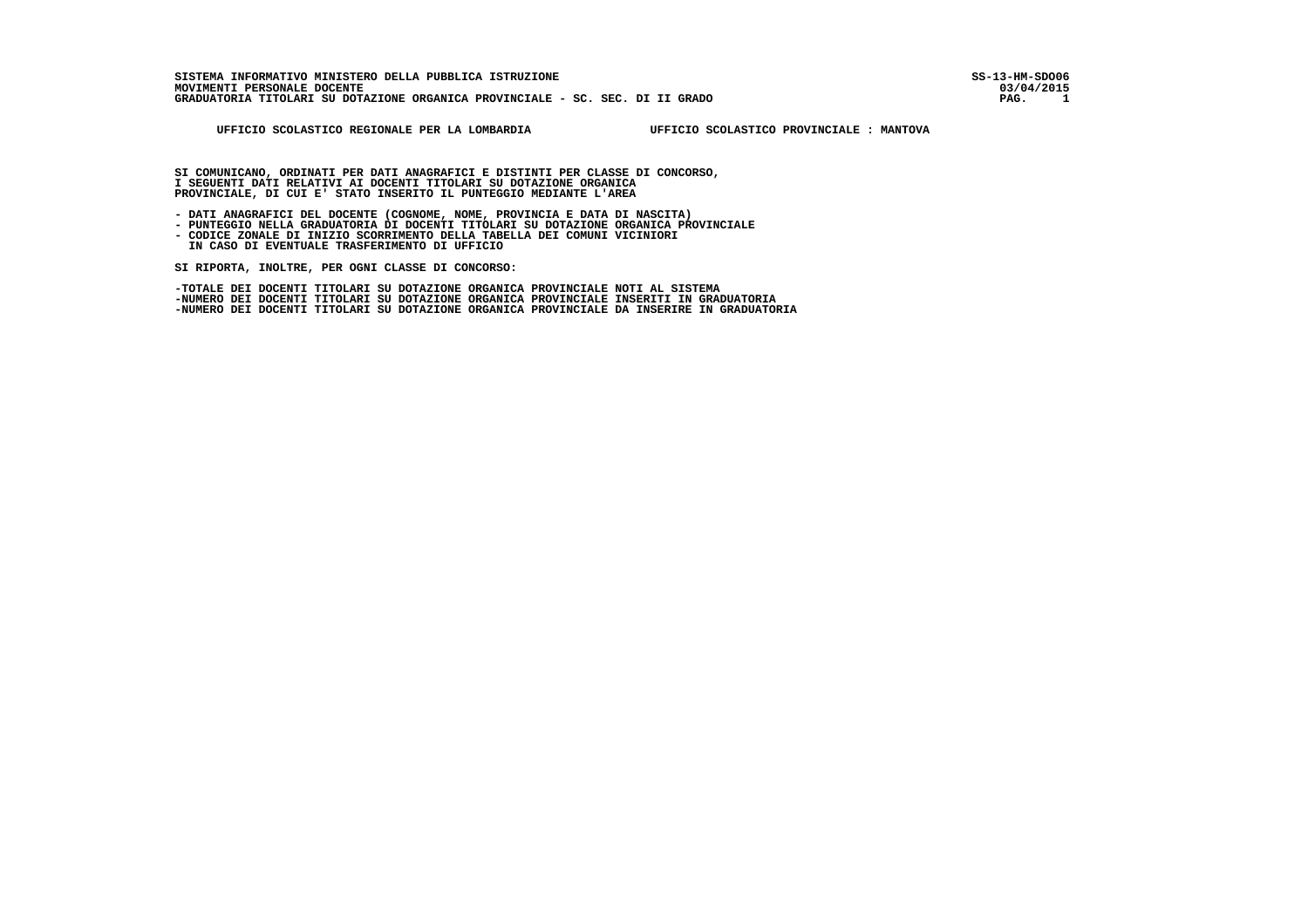**SISTEMA INFORMATIVO MINISTERO DELLA PUBBLICA ISTRUZIONE**
**MOVIMENTI PERSONALE DOCENTE**
**GRADUATORIA TITOLARI SU DOTAZIONE ORGANICA PROVINCIALE - SC. SEC. DI II GRADO**

SS-13-HM-SDO06
03/04/2015

**UFFICIO SCOLASTICO REGIONALE PER LA LOMBARDIA** — **UFFICIO SCOLASTICO PROVINCIALE : MANTOVA**

SI COMUNICANO, ORDINATI PER DATI ANAGRAFICI E DISTINTI PER CLASSE DI CONCORSO,
I SEGUENTI DATI RELATIVI AI DOCENTI TITOLARI SU DOTAZIONE ORGANICA
PROVINCIALE, DI CUI E' STATO INSERITO IL PUNTEGGIO MEDIANTE L'AREA

- DATI ANAGRAFICI DEL DOCENTE (COGNOME, NOME, PROVINCIA E DATA DI NASCITA)
- PUNTEGGIO NELLA GRADUATORIA DI DOCENTI TITOLARI SU DOTAZIONE ORGANICA PROVINCIALE
- CODICE ZONALE DI INIZIO SCORRIMENTO DELLA TABELLA DEI COMUNI VICINIORI
  IN CASO DI EVENTUALE TRASFERIMENTO DI UFFICIO

SI RIPORTA, INOLTRE, PER OGNI CLASSE DI CONCORSO:

-TOTALE DEI DOCENTI TITOLARI SU DOTAZIONE ORGANICA PROVINCIALE NOTI AL SISTEMA
-NUMERO DEI DOCENTI TITOLARI SU DOTAZIONE ORGANICA PROVINCIALE INSERITI IN GRADUATORIA
-NUMERO DEI DOCENTI TITOLARI SU DOTAZIONE ORGANICA PROVINCIALE DA INSERIRE IN GRADUATORIA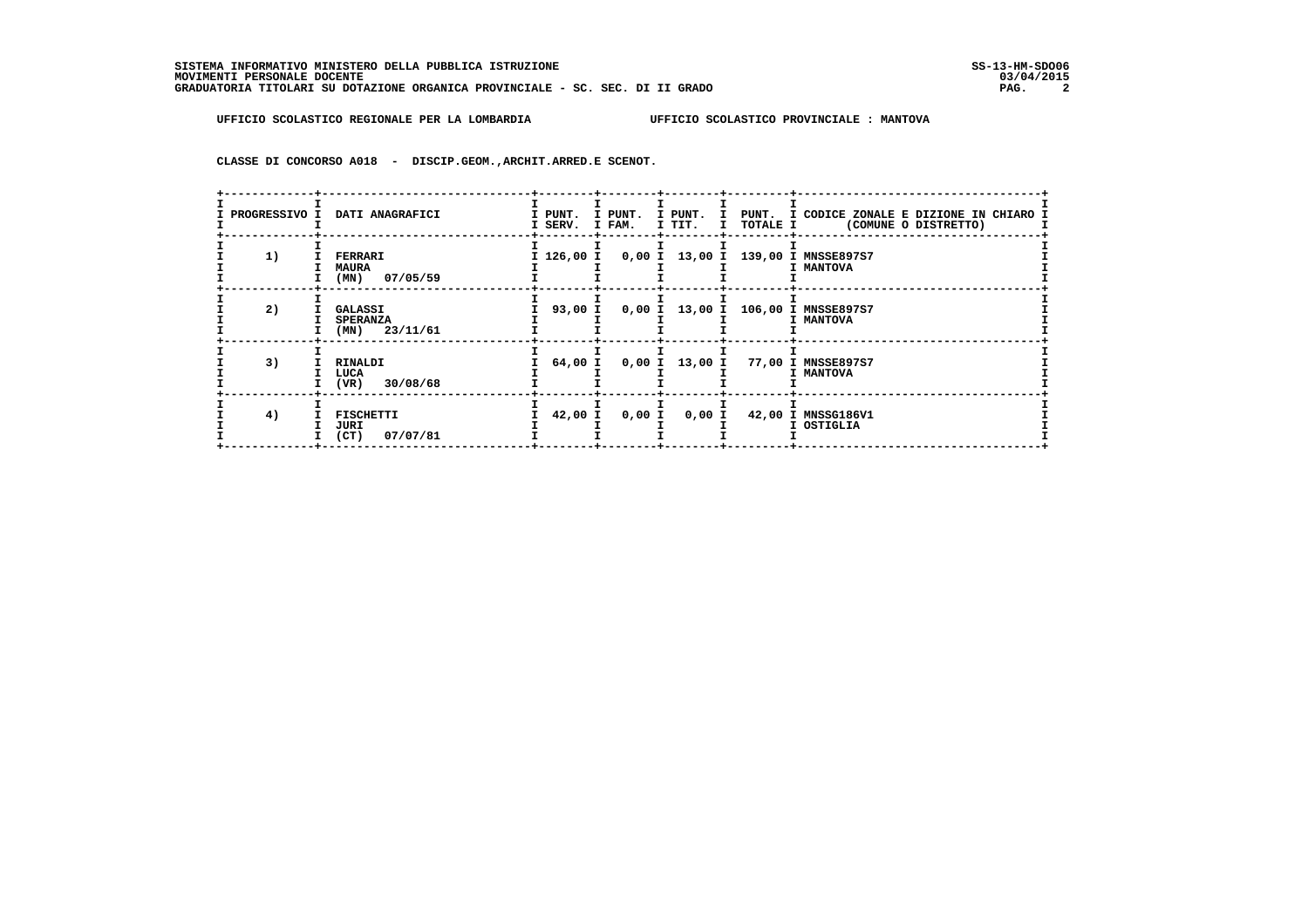SISTEMA INFORMATIVO MINISTERO DELLA PUBBLICA ISTRUZIONE
MOVIMENTI PERSONALE DOCENTE
GRADUATORIA TITOLARI SU DOTAZIONE ORGANICA PROVINCIALE - SC. SEC. DI II GRADO

SS-13-HM-SDO06
03/04/2015

UFFICIO SCOLASTICO REGIONALE PER LA LOMBARDIA UFFICIO SCOLASTICO PROVINCIALE : MANTOVA

CLASSE DI CONCORSO A018 - DISCIP.GEOM.,ARCHIT.ARRED.E SCENOT.

| PROGRESSIVO | DATI ANAGRAFICI | PUNT. SERV. | PUNT. FAM. | PUNT. TIT. | PUNT. TOTALE | CODICE ZONALE E DIZIONE IN CHIARO (COMUNE O DISTRETTO) |
|---|---|---|---|---|---|---|
| 1) | FERRARI MAURA (MN) 07/05/59 | 126,00 | 0,00 | 13,00 | 139,00 | MNSSE897S7 MANTOVA |
| 2) | GALASSI SPERANZA (MN) 23/11/61 | 93,00 | 0,00 | 13,00 | 106,00 | MNSSE897S7 MANTOVA |
| 3) | RINALDI LUCA (VR) 30/08/68 | 64,00 | 0,00 | 13,00 | 77,00 | MNSSE897S7 MANTOVA |
| 4) | FISCHETTI JURI (CT) 07/07/81 | 42,00 | 0,00 | 0,00 | 42,00 | MNSSG186V1 OSTIGLIA |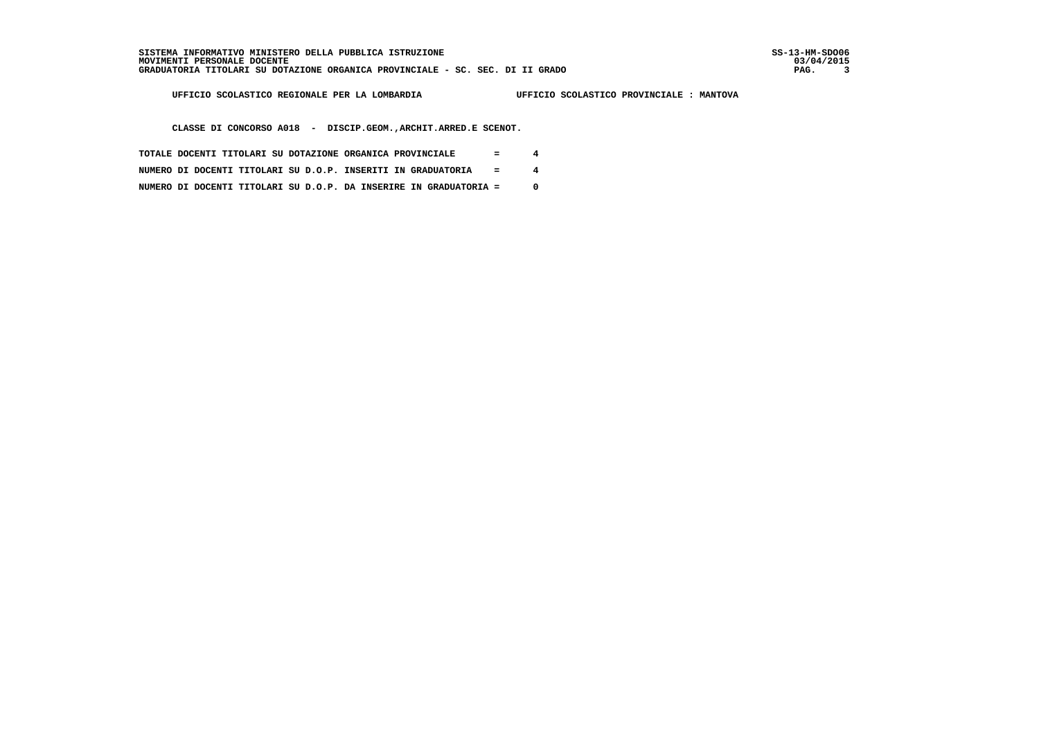UFFICIO SCOLASTICO REGIONALE PER LA LOMBARDIA UFFICIO SCOLASTICO PROVINCIALE : MANTOVA

CLASSE DI CONCORSO A018 - DISCIP.GEOM.,ARCHIT.ARRED.E SCENOT.

TOTALE DOCENTI TITOLARI SU DOTAZIONE ORGANICA PROVINCIALE = 4

NUMERO DI DOCENTI TITOLARI SU D.O.P. INSERITI IN GRADUATORIA = 4

NUMERO DI DOCENTI TITOLARI SU D.O.P. DA INSERIRE IN GRADUATORIA = 0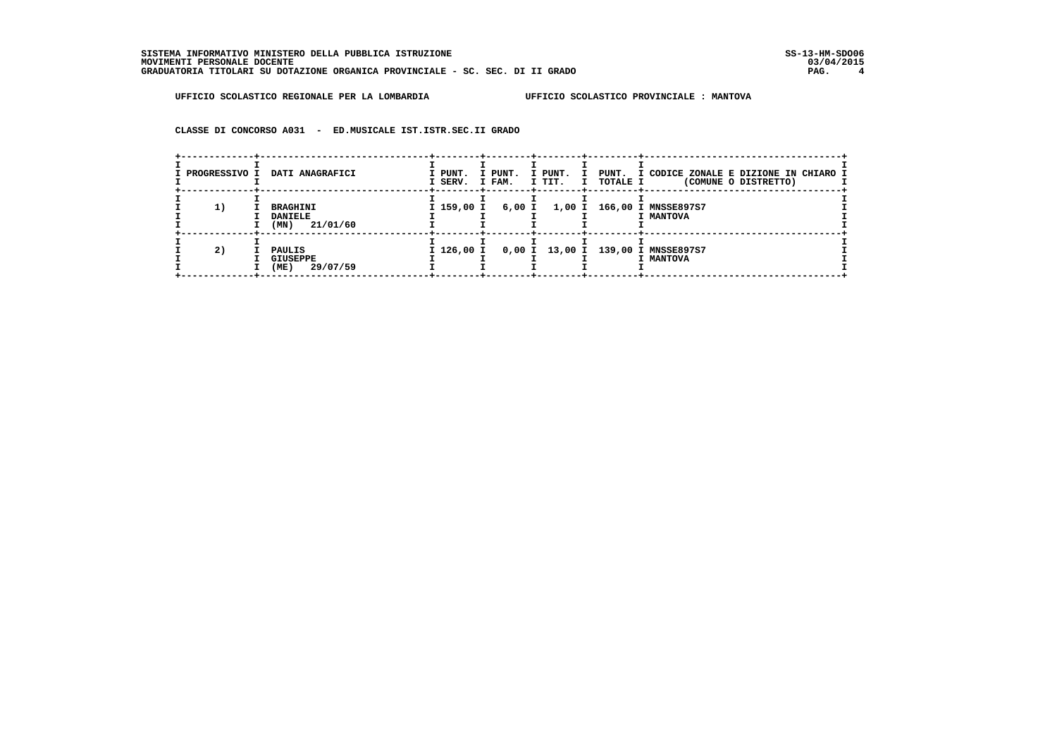SISTEMA INFORMATIVO MINISTERO DELLA PUBBLICA ISTRUZIONE
MOVIMENTI PERSONALE DOCENTE
GRADUATORIA TITOLARI SU DOTAZIONE ORGANICA PROVINCIALE - SC. SEC. DI II GRADO

SS-13-HM-SDO06
03/04/2015

UFFICIO SCOLASTICO REGIONALE PER LA LOMBARDIA

UFFICIO SCOLASTICO PROVINCIALE : MANTOVA

CLASSE DI CONCORSO A031 - ED.MUSICALE IST.ISTR.SEC.II GRADO

| PROGRESSIVO | DATI ANAGRAFICI | PUNT. SERV. | PUNT. FAM. | PUNT. TIT. | PUNT. TOTALE | CODICE ZONALE E DIZIONE IN CHIARO (COMUNE O DISTRETTO) |
|---|---|---|---|---|---|---|
| 1) | BRAGHINI DANIELE (MN) 21/01/60 | 159,00 | 6,00 | 1,00 | 166,00 | MNSSE897S7 MANTOVA |
| 2) | PAULIS GIUSEPPE (ME) 29/07/59 | 126,00 | 0,00 | 13,00 | 139,00 | MNSSE897S7 MANTOVA |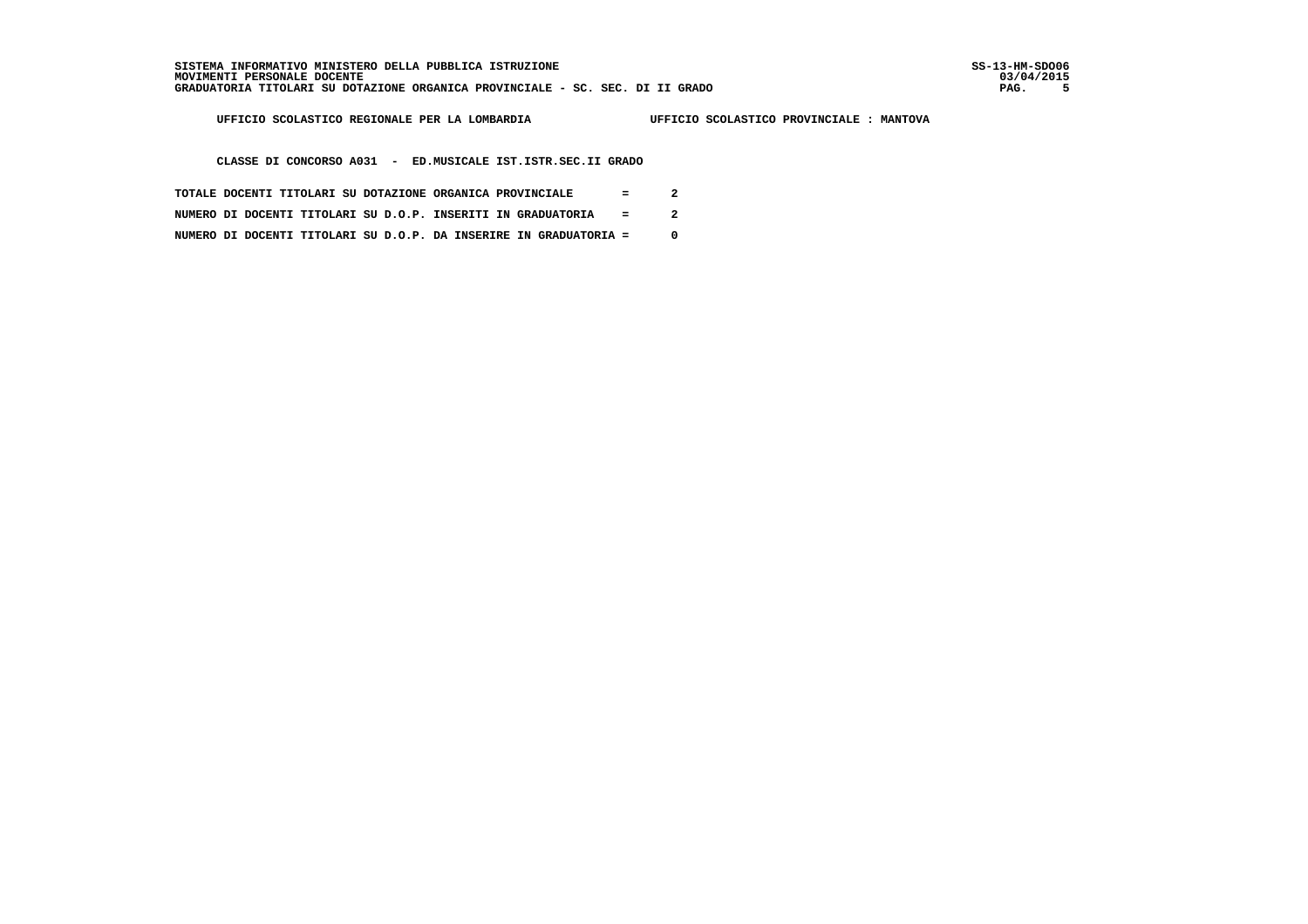SISTEMA INFORMATIVO MINISTERO DELLA PUBBLICA ISTRUZIONE
MOVIMENTI PERSONALE DOCENTE
GRADUATORIA TITOLARI SU DOTAZIONE ORGANICA PROVINCIALE - SC. SEC. DI II GRADO

SS-13-HM-SDO06
03/04/2015

UFFICIO SCOLASTICO REGIONALE PER LA LOMBARDIA — UFFICIO SCOLASTICO PROVINCIALE : MANTOVA

CLASSE DI CONCORSO A031 - ED.MUSICALE IST.ISTR.SEC.II GRADO

TOTALE DOCENTI TITOLARI SU DOTAZIONE ORGANICA PROVINCIALE = 2

NUMERO DI DOCENTI TITOLARI SU D.O.P. INSERITI IN GRADUATORIA = 2

NUMERO DI DOCENTI TITOLARI SU D.O.P. DA INSERIRE IN GRADUATORIA = 0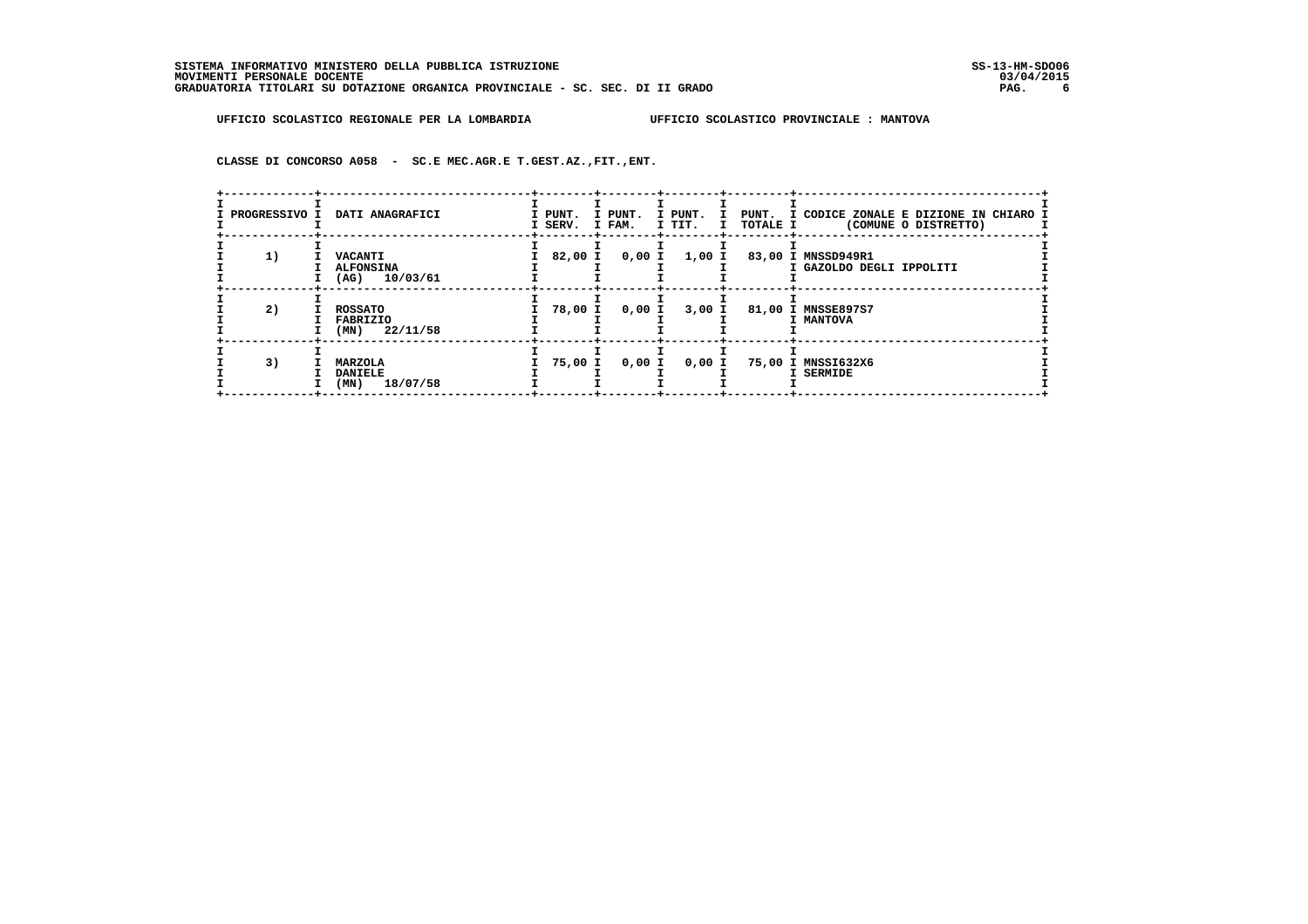SISTEMA INFORMATIVO MINISTERO DELLA PUBBLICA ISTRUZIONE
MOVIMENTI PERSONALE DOCENTE
GRADUATORIA TITOLARI SU DOTAZIONE ORGANICA PROVINCIALE - SC. SEC. DI II GRADO

UFFICIO SCOLASTICO REGIONALE PER LA LOMBARDIA — UFFICIO SCOLASTICO PROVINCIALE : MANTOVA

CLASSE DI CONCORSO A058 - SC.E MEC.AGR.E T.GEST.AZ.,FIT.,ENT.

| PROGRESSIVO | DATI ANAGRAFICI | PUNT. SERV. | PUNT. FAM. | PUNT. TIT. | PUNT. TOTALE | CODICE ZONALE E DIZIONE IN CHIARO (COMUNE O DISTRETTO) |
|---|---|---|---|---|---|---|
| 1) | VACANTI ALFONSINA (AG) 10/03/61 | 82,00 | 0,00 | 1,00 | 83,00 | MNSSD949R1 GAZOLDO DEGLI IPPOLITI |
| 2) | ROSSATO FABRIZIO (MN) 22/11/58 | 78,00 | 0,00 | 3,00 | 81,00 | MNSSE897S7 MANTOVA |
| 3) | MARZOLA DANIELE (MN) 18/07/58 | 75,00 | 0,00 | 0,00 | 75,00 | MNSSI632X6 SERMIDE |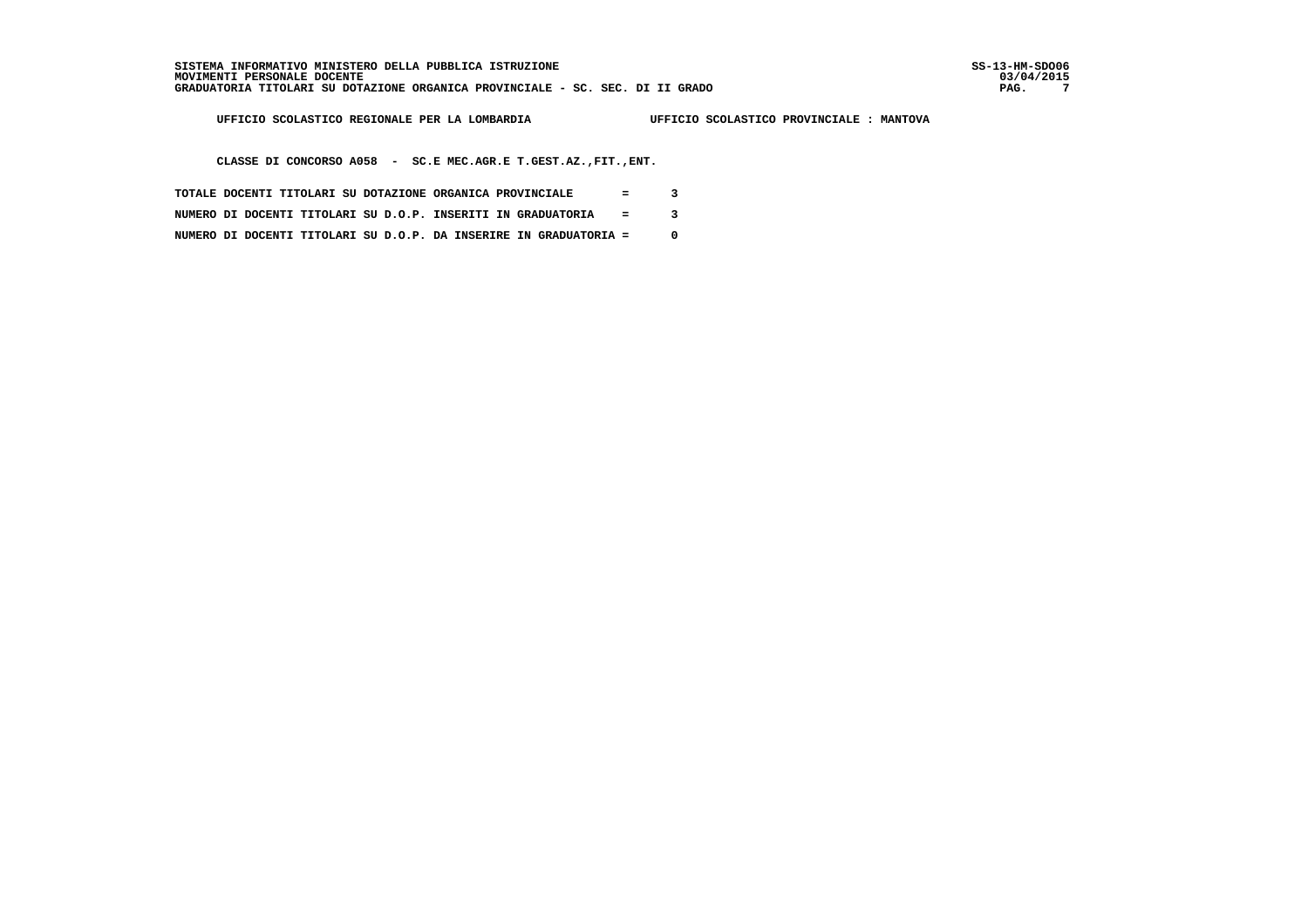UFFICIO SCOLASTICO REGIONALE PER LA LOMBARDIA — UFFICIO SCOLASTICO PROVINCIALE : MANTOVA

CLASSE DI CONCORSO A058 - SC.E MEC.AGR.E T.GEST.AZ.,FIT.,ENT.

TOTALE DOCENTI TITOLARI SU DOTAZIONE ORGANICA PROVINCIALE = 3

NUMERO DI DOCENTI TITOLARI SU D.O.P. INSERITI IN GRADUATORIA = 3

NUMERO DI DOCENTI TITOLARI SU D.O.P. DA INSERIRE IN GRADUATORIA = 0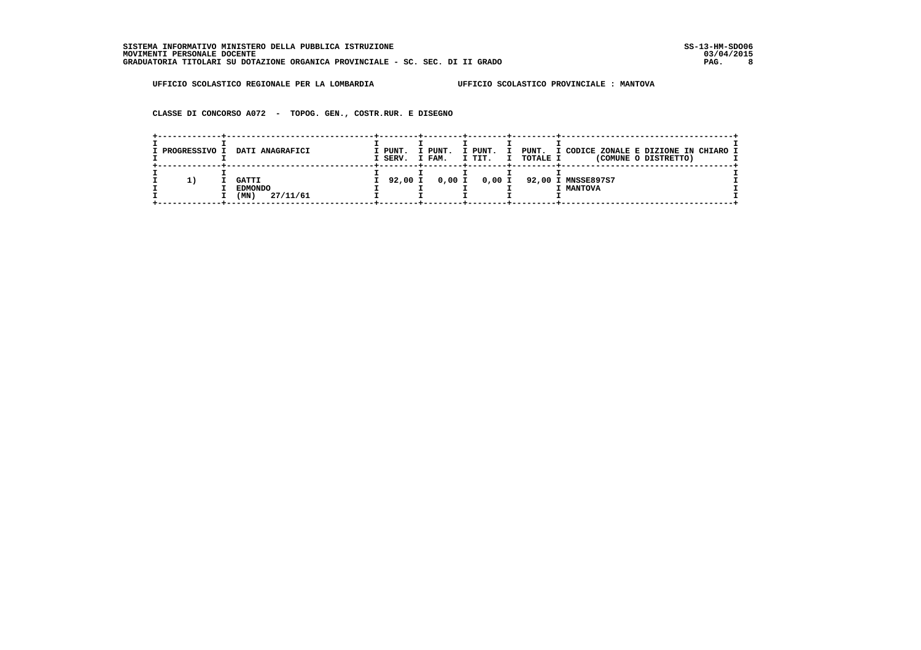SISTEMA INFORMATIVO MINISTERO DELLA PUBBLICA ISTRUZIONE
MOVIMENTI PERSONALE DOCENTE
GRADUATORIA TITOLARI SU DOTAZIONE ORGANICA PROVINCIALE - SC. SEC. DI II GRADO

SS-13-HM-SDO06
03/04/2015

UFFICIO SCOLASTICO REGIONALE PER LA LOMBARDIA　　　UFFICIO SCOLASTICO PROVINCIALE : MANTOVA

CLASSE DI CONCORSO A072 - TOPOG. GEN., COSTR.RUR. E DISEGNO

| PROGRESSIVO | DATI ANAGRAFICI | PUNT. SERV. | PUNT. FAM. | PUNT. TIT. | PUNT. TOTALE | CODICE ZONALE E DIZIONE IN CHIARO (COMUNE O DISTRETTO) |
|---|---|---|---|---|---|---|
| 1) | GATTI EDMONDO (MN) 27/11/61 | 92,00 | 0,00 | 0,00 | 92,00 | MNSSE897S7 MANTOVA |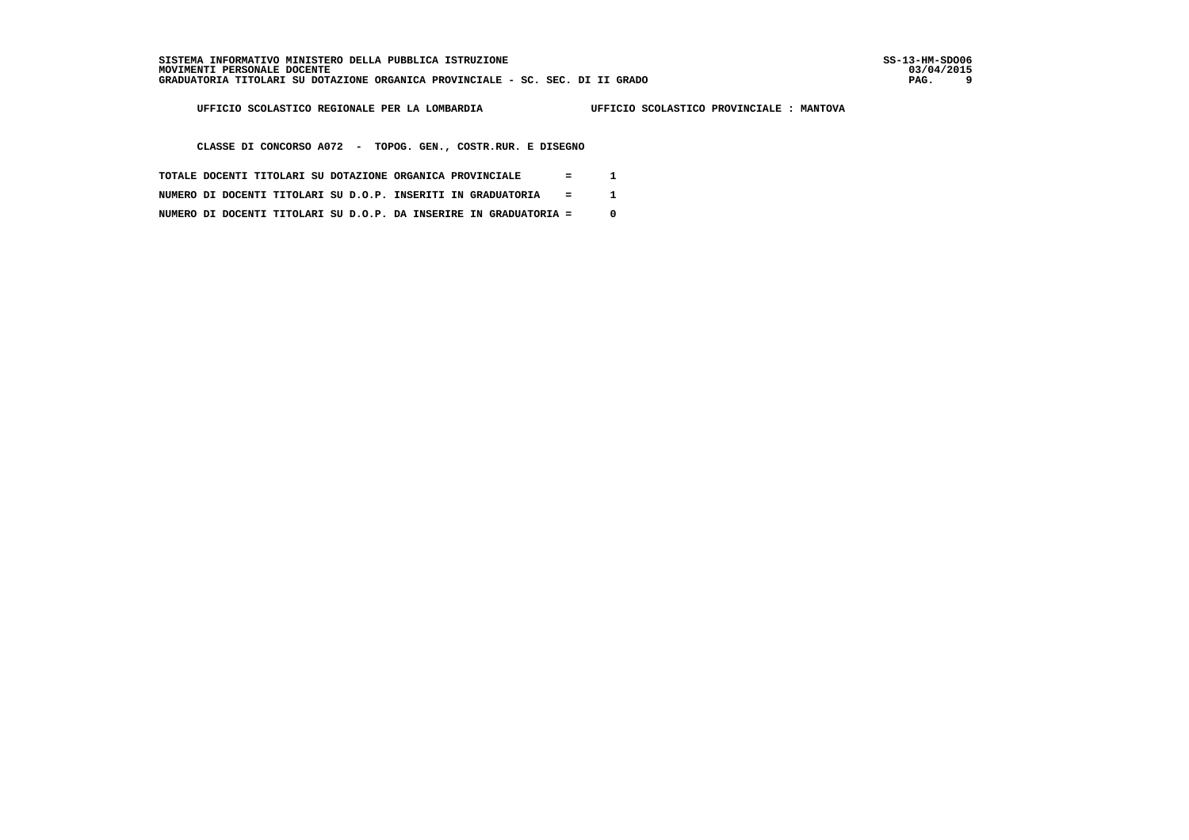UFFICIO SCOLASTICO REGIONALE PER LA LOMBARDIA — UFFICIO SCOLASTICO PROVINCIALE : MANTOVA

CLASSE DI CONCORSO A072 - TOPOG. GEN., COSTR.RUR. E DISEGNO

TOTALE DOCENTI TITOLARI SU DOTAZIONE ORGANICA PROVINCIALE = 1

NUMERO DI DOCENTI TITOLARI SU D.O.P. INSERITI IN GRADUATORIA = 1

NUMERO DI DOCENTI TITOLARI SU D.O.P. DA INSERIRE IN GRADUATORIA = 0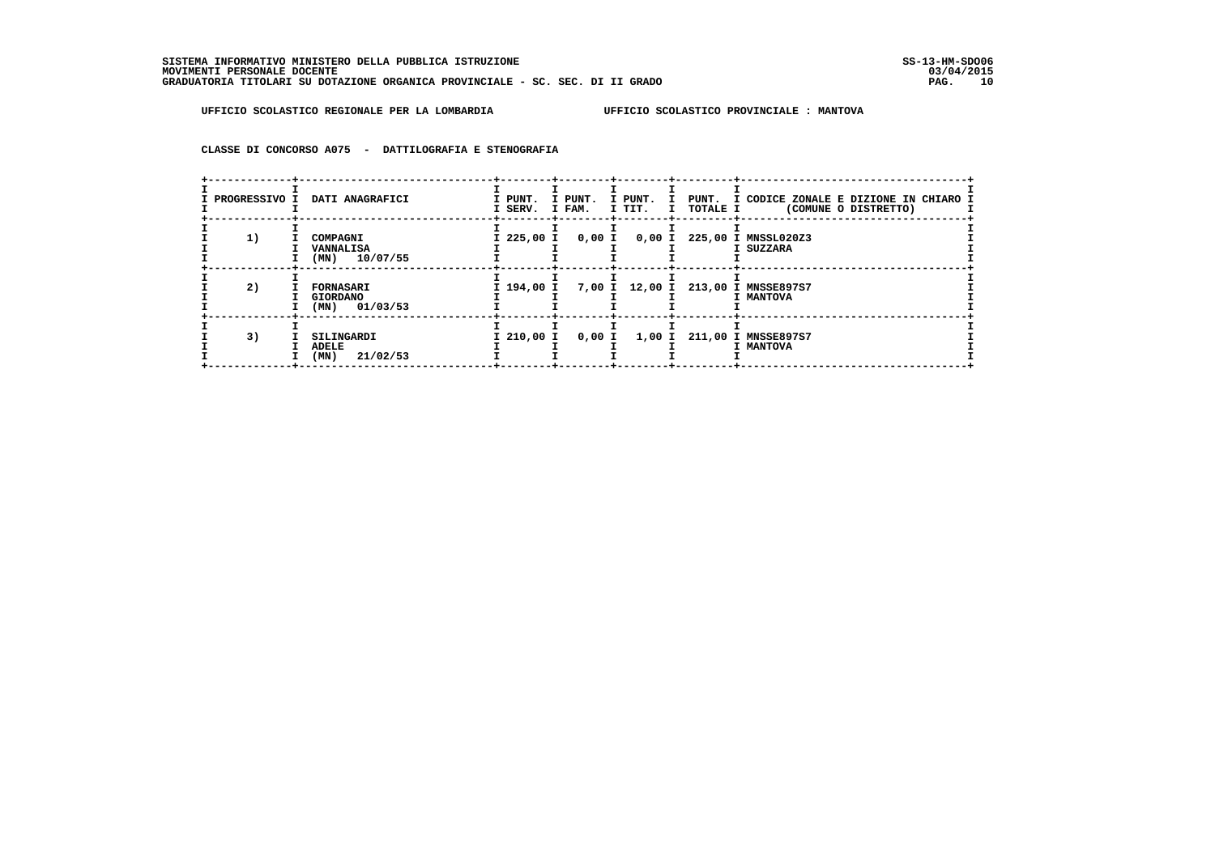SISTEMA INFORMATIVO MINISTERO DELLA PUBBLICA ISTRUZIONE
MOVIMENTI PERSONALE DOCENTE
GRADUATORIA TITOLARI SU DOTAZIONE ORGANICA PROVINCIALE - SC. SEC. DI II GRADO

SS-13-HM-SDO06
03/04/2015

UFFICIO SCOLASTICO REGIONALE PER LA LOMBARDIA — UFFICIO SCOLASTICO PROVINCIALE : MANTOVA

CLASSE DI CONCORSO A075 - DATTILOGRAFIA E STENOGRAFIA

| PROGRESSIVO | DATI ANAGRAFICI | PUNT. SERV. | PUNT. FAM. | PUNT. TIT. | PUNT. TOTALE | CODICE ZONALE E DIZIONE IN CHIARO (COMUNE O DISTRETTO) |
|---|---|---|---|---|---|---|
| 1) | COMPAGNI VANNALISA (MN) 10/07/55 | 225,00 | 0,00 | 0,00 | 225,00 | MNSSL020Z3 SUZZARA |
| 2) | FORNASARI GIORDANO (MN) 01/03/53 | 194,00 | 7,00 | 12,00 | 213,00 | MNSSE897S7 MANTOVA |
| 3) | SILINGARDI ADELE (MN) 21/02/53 | 210,00 | 0,00 | 1,00 | 211,00 | MNSSE897S7 MANTOVA |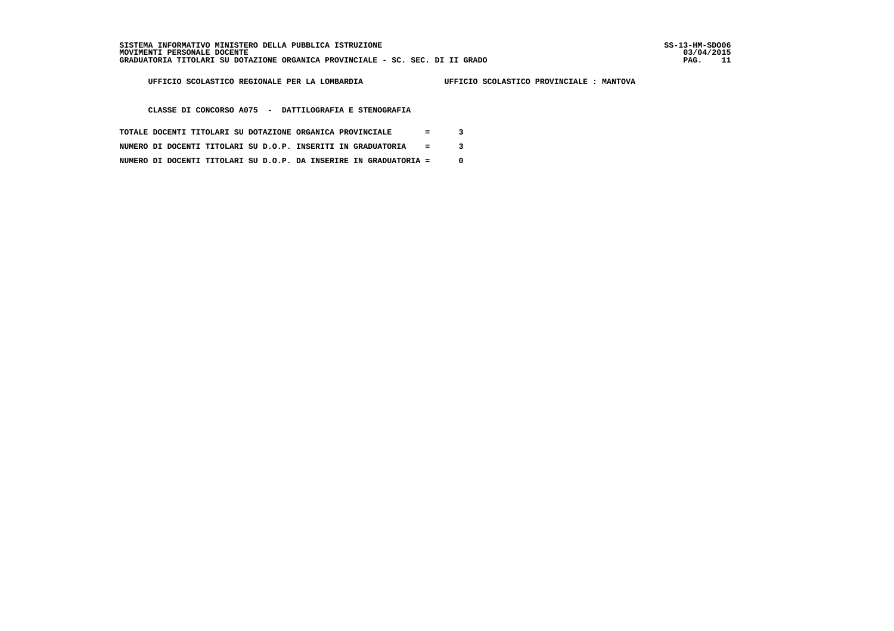UFFICIO SCOLASTICO REGIONALE PER LA LOMBARDIA UFFICIO SCOLASTICO PROVINCIALE : MANTOVA

CLASSE DI CONCORSO A075 - DATTILOGRAFIA E STENOGRAFIA

TOTALE DOCENTI TITOLARI SU DOTAZIONE ORGANICA PROVINCIALE = 3

NUMERO DI DOCENTI TITOLARI SU D.O.P. INSERITI IN GRADUATORIA = 3

NUMERO DI DOCENTI TITOLARI SU D.O.P. DA INSERIRE IN GRADUATORIA = 0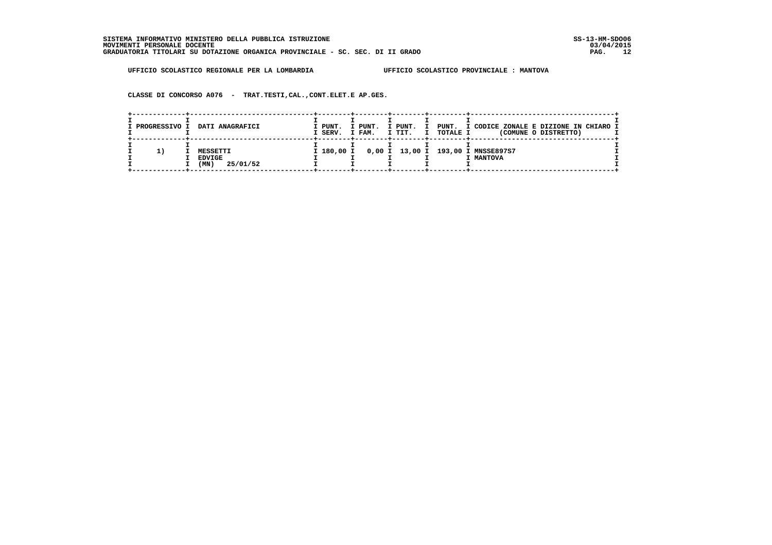SISTEMA INFORMATIVO MINISTERO DELLA PUBBLICA ISTRUZIONE
MOVIMENTI PERSONALE DOCENTE
GRADUATORIA TITOLARI SU DOTAZIONE ORGANICA PROVINCIALE - SC. SEC. DI II GRADO

SS-13-HM-SDO06
03/04/2015

UFFICIO SCOLASTICO REGIONALE PER LA LOMBARDIA     UFFICIO SCOLASTICO PROVINCIALE : MANTOVA

CLASSE DI CONCORSO A076 - TRAT.TESTI,CAL.,CONT.ELET.E AP.GES.

| PROGRESSIVO | DATI ANAGRAFICI | PUNT. SERV. | PUNT. FAM. | PUNT. TIT. | PUNT. TOTALE | CODICE ZONALE E DIZIONE IN CHIARO (COMUNE O DISTRETTO) |
|---|---|---|---|---|---|---|
| 1) | MESSETTI EDVIGE (MN) 25/01/52 | 180,00 | 0,00 | 13,00 | 193,00 | MNSSE897S7 MANTOVA |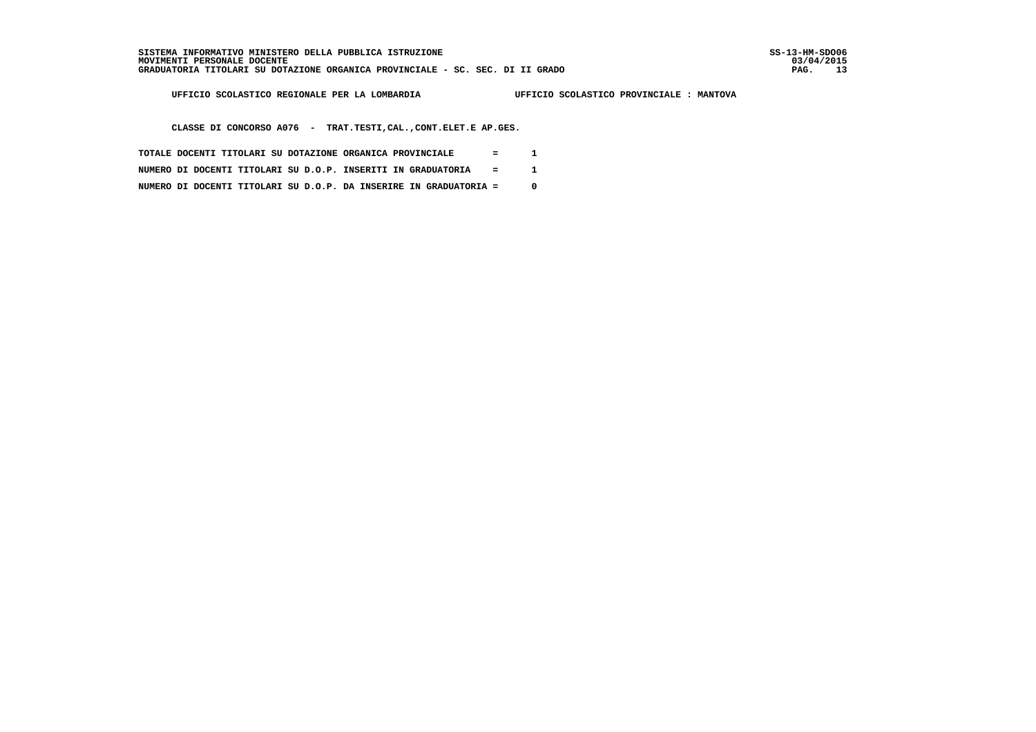SISTEMA INFORMATIVO MINISTERO DELLA PUBBLICA ISTRUZIONE
MOVIMENTI PERSONALE DOCENTE
GRADUATORIA TITOLARI SU DOTAZIONE ORGANICA PROVINCIALE - SC. SEC. DI II GRADO

SS-13-HM-SDO06
03/04/2015

UFFICIO SCOLASTICO REGIONALE PER LA LOMBARDIA UFFICIO SCOLASTICO PROVINCIALE : MANTOVA

CLASSE DI CONCORSO A076 - TRAT.TESTI,CAL.,CONT.ELET.E AP.GES.

TOTALE DOCENTI TITOLARI SU DOTAZIONE ORGANICA PROVINCIALE = 1

NUMERO DI DOCENTI TITOLARI SU D.O.P. INSERITI IN GRADUATORIA = 1

NUMERO DI DOCENTI TITOLARI SU D.O.P. DA INSERIRE IN GRADUATORIA = 0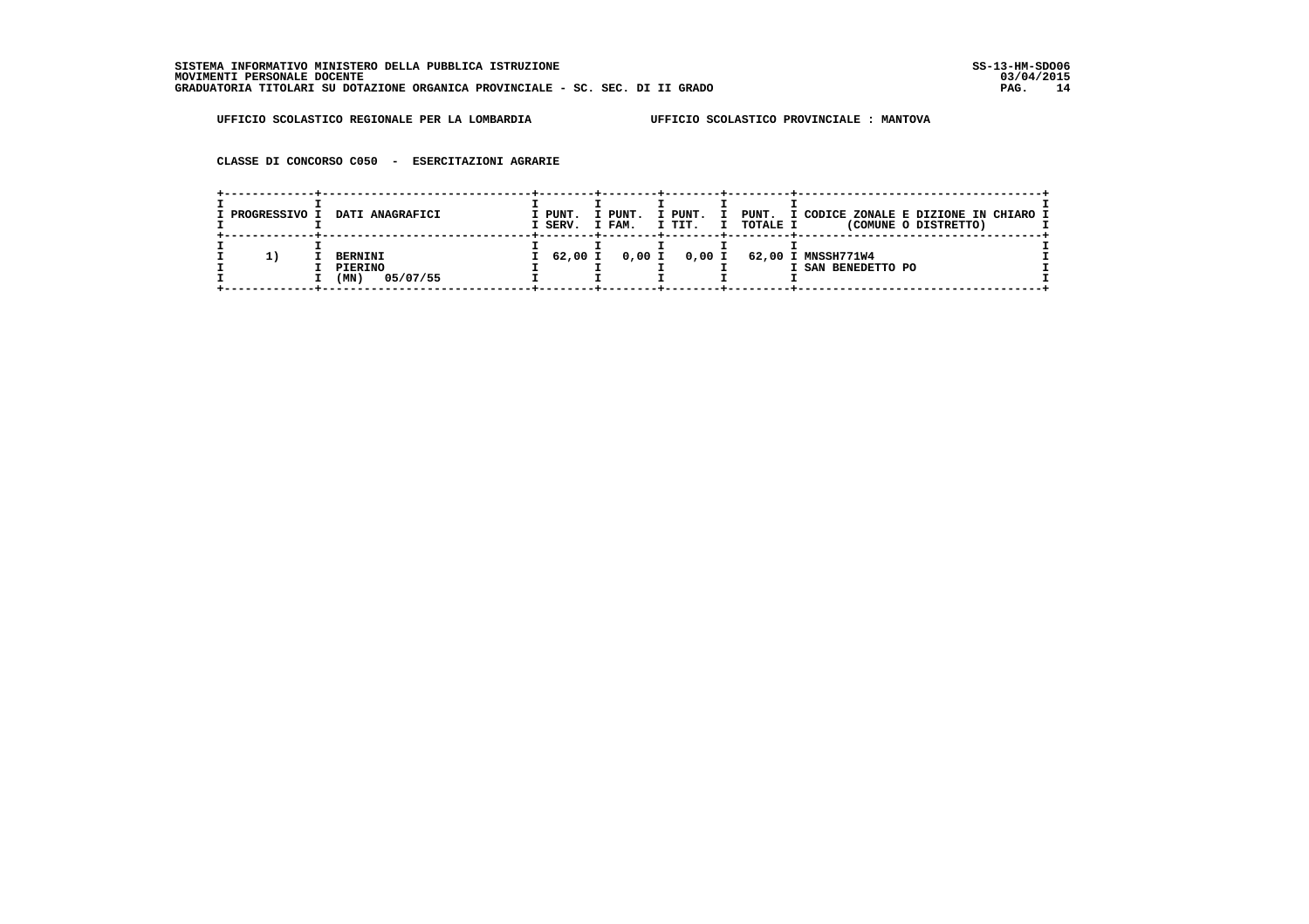SISTEMA INFORMATIVO MINISTERO DELLA PUBBLICA ISTRUZIONE
MOVIMENTI PERSONALE DOCENTE
GRADUATORIA TITOLARI SU DOTAZIONE ORGANICA PROVINCIALE - SC. SEC. DI II GRADO

SS-13-HM-SDO06
03/04/2015

UFFICIO SCOLASTICO REGIONALE PER LA LOMBARDIA — UFFICIO SCOLASTICO PROVINCIALE : MANTOVA

CLASSE DI CONCORSO C050 - ESERCITAZIONI AGRARIE

| PROGRESSIVO | DATI ANAGRAFICI | PUNT. SERV. | PUNT. FAM. | PUNT. TIT. | PUNT. TOTALE | CODICE ZONALE E DIZIONE IN CHIARO (COMUNE O DISTRETTO) |
|---|---|---|---|---|---|---|
| 1) | BERNINI PIERINO (MN) 05/07/55 | 62,00 | 0,00 | 0,00 | 62,00 | MNSSH771W4 SAN BENEDETTO PO |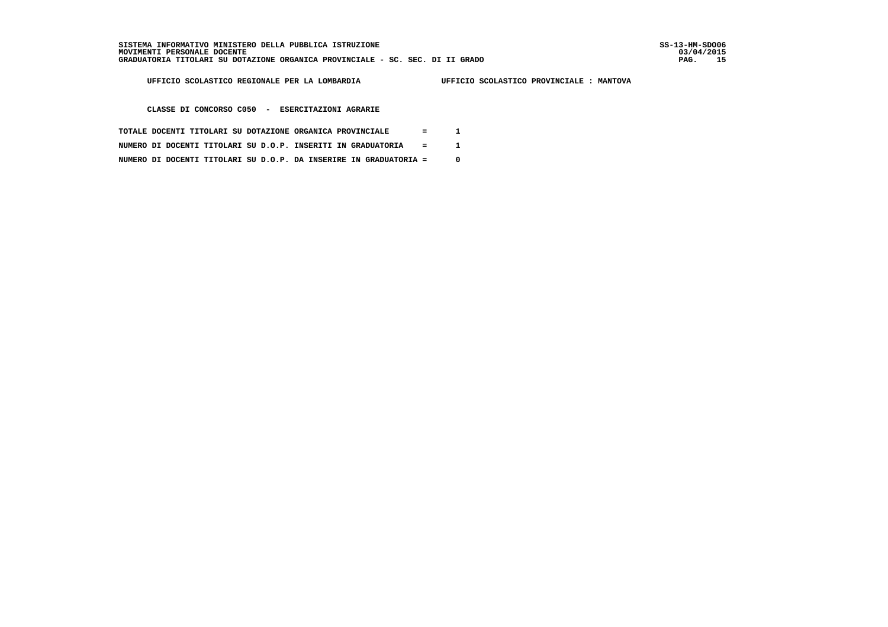UFFICIO SCOLASTICO REGIONALE PER LA LOMBARDIA                UFFICIO SCOLASTICO PROVINCIALE : MANTOVA

CLASSE DI CONCORSO C050 - ESERCITAZIONI AGRARIE

TOTALE DOCENTI TITOLARI SU DOTAZIONE ORGANICA PROVINCIALE = 1

NUMERO DI DOCENTI TITOLARI SU D.O.P. INSERITI IN GRADUATORIA = 1

NUMERO DI DOCENTI TITOLARI SU D.O.P. DA INSERIRE IN GRADUATORIA = 0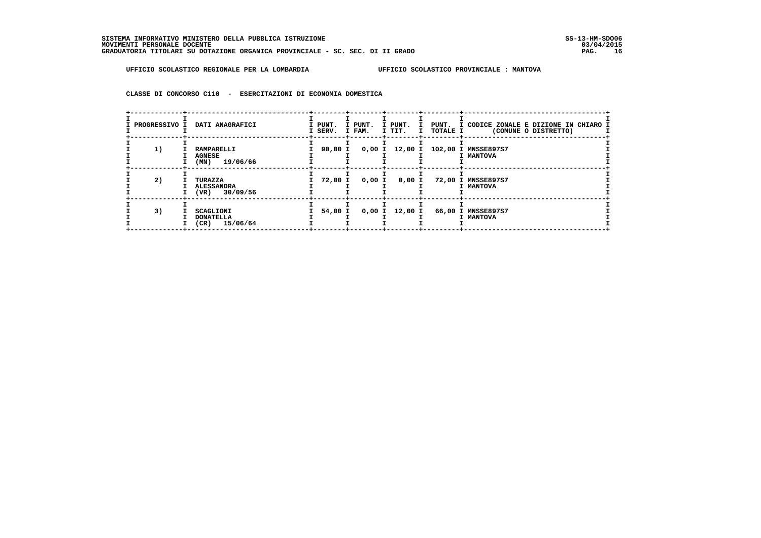SISTEMA INFORMATIVO MINISTERO DELLA PUBBLICA ISTRUZIONE
MOVIMENTI PERSONALE DOCENTE
GRADUATORIA TITOLARI SU DOTAZIONE ORGANICA PROVINCIALE - SC. SEC. DI II GRADO

SS-13-HM-SDO06
03/04/2015

UFFICIO SCOLASTICO REGIONALE PER LA LOMBARDIA — UFFICIO SCOLASTICO PROVINCIALE : MANTOVA

CLASSE DI CONCORSO C110 - ESERCITAZIONI DI ECONOMIA DOMESTICA

| PROGRESSIVO | DATI ANAGRAFICI | PUNT. SERV. | PUNT. FAM. | PUNT. TIT. | PUNT. TOTALE | CODICE ZONALE E DIZIONE IN CHIARO (COMUNE O DISTRETTO) |
|---|---|---|---|---|---|---|
| 1) | RAMPARELLI AGNESE (MN) 19/06/66 | 90,00 | 0,00 | 12,00 | 102,00 | MNSSE897S7 MANTOVA |
| 2) | TURAZZA ALESSANDRA (VR) 30/09/56 | 72,00 | 0,00 | 0,00 | 72,00 | MNSSE897S7 MANTOVA |
| 3) | SCAGLIONI DONATELLA (CR) 15/06/64 | 54,00 | 0,00 | 12,00 | 66,00 | MNSSE897S7 MANTOVA |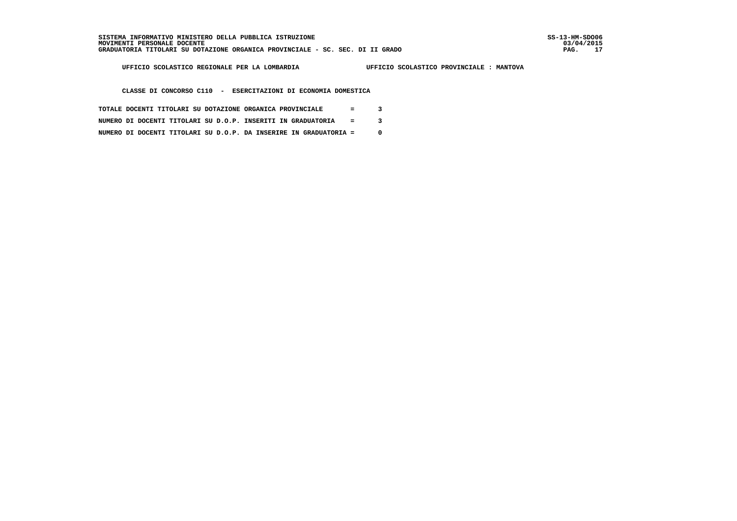UFFICIO SCOLASTICO REGIONALE PER LA LOMBARDIA UFFICIO SCOLASTICO PROVINCIALE : MANTOVA

CLASSE DI CONCORSO C110 - ESERCITAZIONI DI ECONOMIA DOMESTICA

TOTALE DOCENTI TITOLARI SU DOTAZIONE ORGANICA PROVINCIALE = 3

NUMERO DI DOCENTI TITOLARI SU D.O.P. INSERITI IN GRADUATORIA = 3

NUMERO DI DOCENTI TITOLARI SU D.O.P. DA INSERIRE IN GRADUATORIA = 0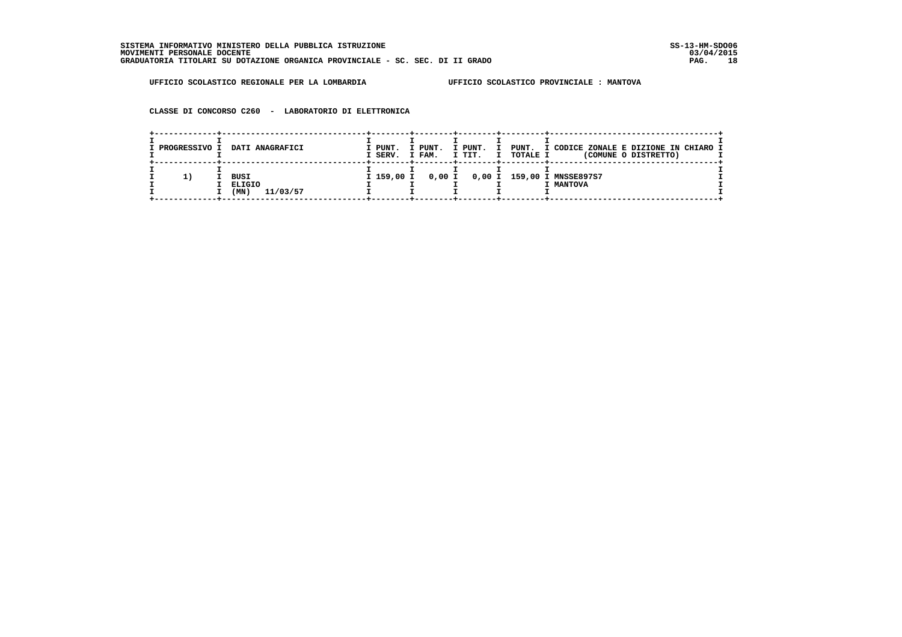SISTEMA INFORMATIVO MINISTERO DELLA PUBBLICA ISTRUZIONE
MOVIMENTI PERSONALE DOCENTE
GRADUATORIA TITOLARI SU DOTAZIONE ORGANICA PROVINCIALE - SC. SEC. DI II GRADO

SS-13-HM-SDO06
03/04/2015

UFFICIO SCOLASTICO REGIONALE PER LA LOMBARDIA — UFFICIO SCOLASTICO PROVINCIALE : MANTOVA

CLASSE DI CONCORSO C260 - LABORATORIO DI ELETTRONICA

| PROGRESSIVO | DATI ANAGRAFICI | PUNT. SERV. | PUNT. FAM. | PUNT. TIT. | PUNT. TOTALE | CODICE ZONALE E DIZIONE IN CHIARO (COMUNE O DISTRETTO) |
|---|---|---|---|---|---|---|
| 1) | BUSI ELIGIO (MN) 11/03/57 | 159,00 | 0,00 | 0,00 | 159,00 | MNSSE897S7 MANTOVA |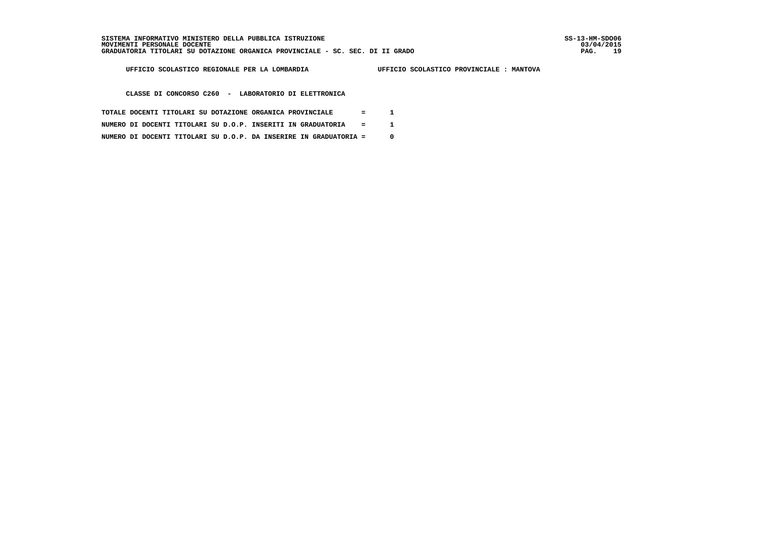UFFICIO SCOLASTICO REGIONALE PER LA LOMBARDIA — UFFICIO SCOLASTICO PROVINCIALE : MANTOVA

**CLASSE DI CONCORSO C260 - LABORATORIO DI ELETTRONICA**

TOTALE DOCENTI TITOLARI SU DOTAZIONE ORGANICA PROVINCIALE = 1

NUMERO DI DOCENTI TITOLARI SU D.O.P. INSERITI IN GRADUATORIA = 1

NUMERO DI DOCENTI TITOLARI SU D.O.P. DA INSERIRE IN GRADUATORIA = 0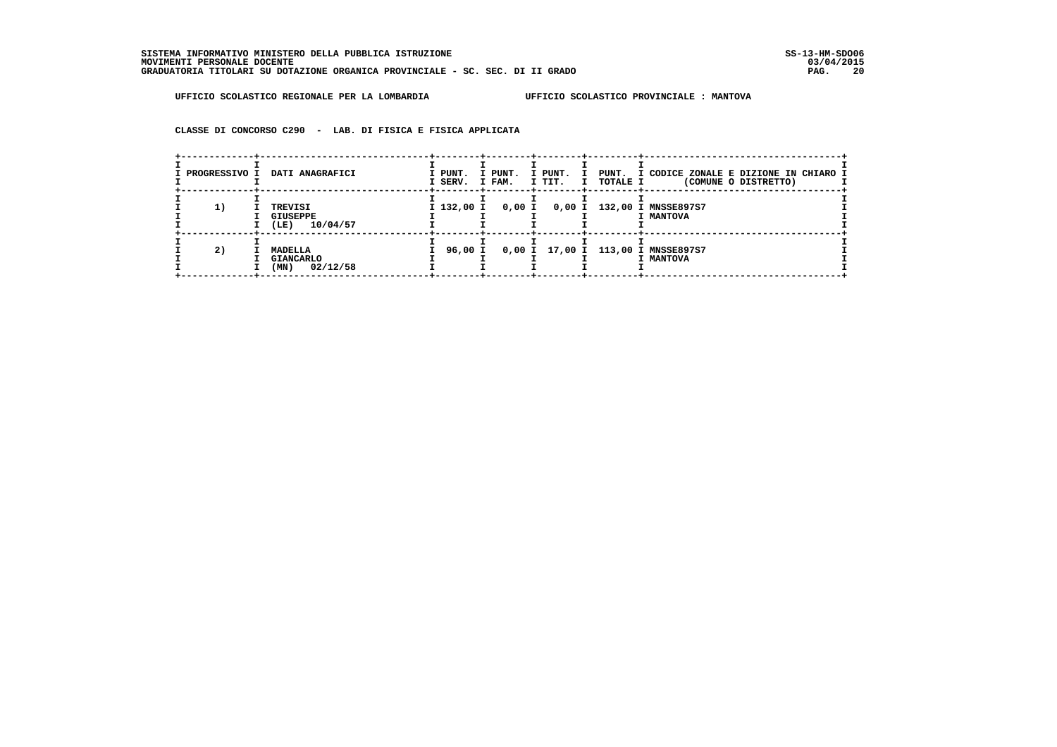SISTEMA INFORMATIVO MINISTERO DELLA PUBBLICA ISTRUZIONE
MOVIMENTI PERSONALE DOCENTE
GRADUATORIA TITOLARI SU DOTAZIONE ORGANICA PROVINCIALE - SC. SEC. DI II GRADO

SS-13-HM-SDO06
03/04/2015

UFFICIO SCOLASTICO REGIONALE PER LA LOMBARDIA          UFFICIO SCOLASTICO PROVINCIALE : MANTOVA

CLASSE DI CONCORSO C290 - LAB. DI FISICA E FISICA APPLICATA

| PROGRESSIVO | DATI ANAGRAFICI | PUNT. SERV. | PUNT. FAM. | PUNT. TIT. | PUNT. TOTALE | CODICE ZONALE E DIZIONE IN CHIARO (COMUNE O DISTRETTO) |
|---|---|---|---|---|---|---|
| 1) | TREVISI GIUSEPPE (LE) 10/04/57 | 132,00 | 0,00 | 0,00 | 132,00 | MNSSE897S7 MANTOVA |
| 2) | MADELLA GIANCARLO (MN) 02/12/58 | 96,00 | 0,00 | 17,00 | 113,00 | MNSSE897S7 MANTOVA |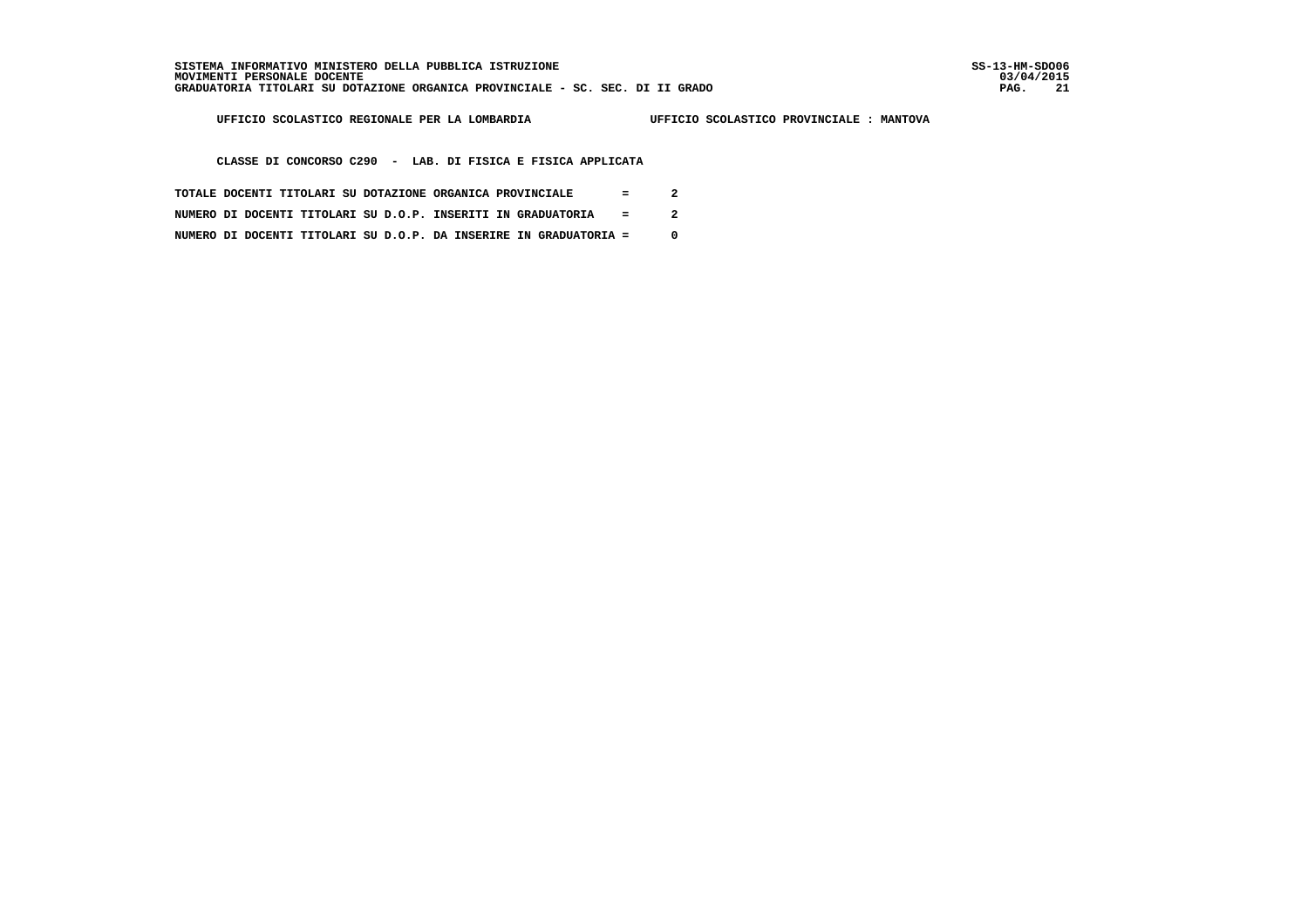UFFICIO SCOLASTICO REGIONALE PER LA LOMBARDIA                UFFICIO SCOLASTICO PROVINCIALE : MANTOVA

CLASSE DI CONCORSO C290 - LAB. DI FISICA E FISICA APPLICATA

TOTALE DOCENTI TITOLARI SU DOTAZIONE ORGANICA PROVINCIALE = 2

NUMERO DI DOCENTI TITOLARI SU D.O.P. INSERITI IN GRADUATORIA = 2

NUMERO DI DOCENTI TITOLARI SU D.O.P. DA INSERIRE IN GRADUATORIA = 0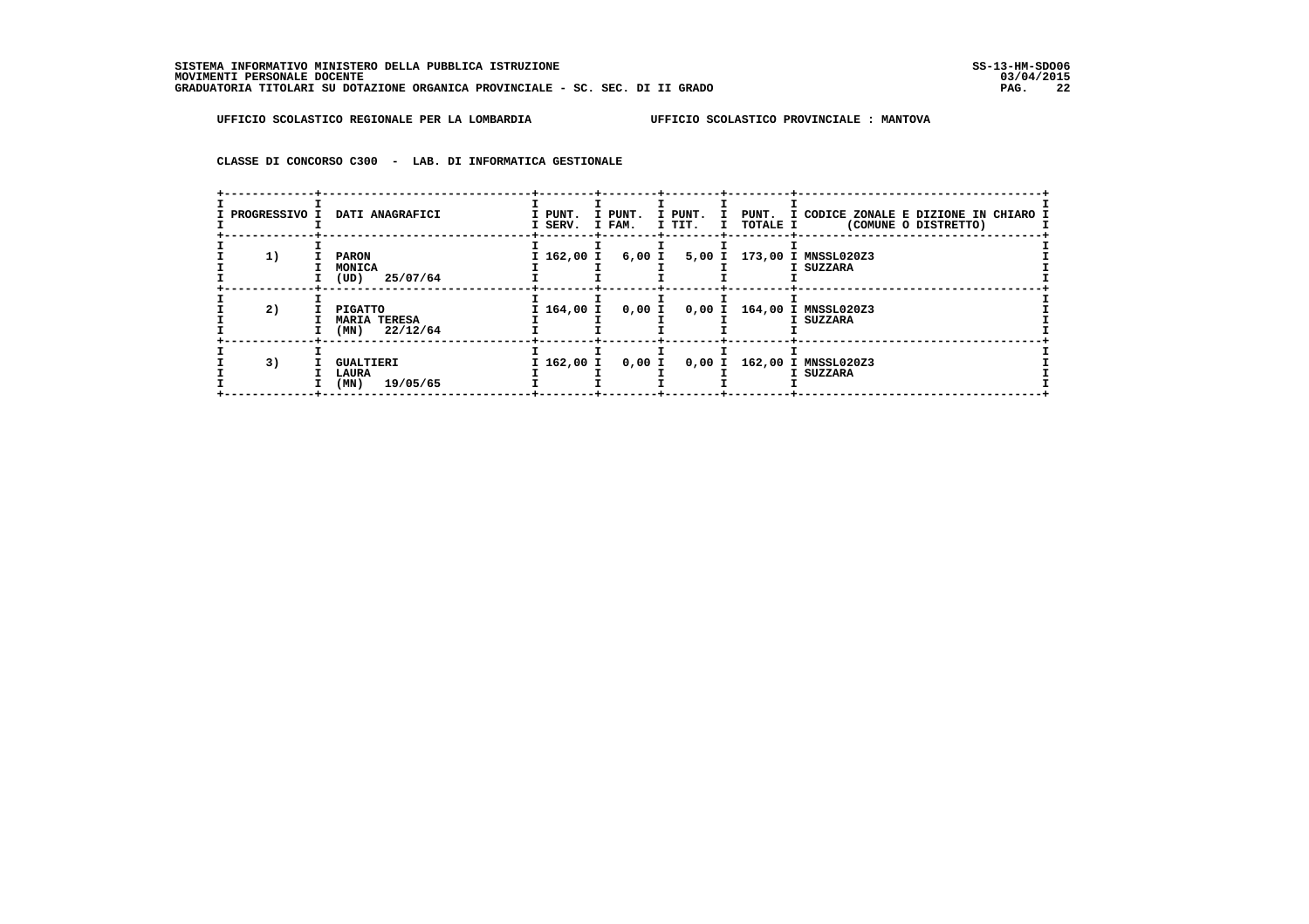SISTEMA INFORMATIVO MINISTERO DELLA PUBBLICA ISTRUZIONE
MOVIMENTI PERSONALE DOCENTE
GRADUATORIA TITOLARI SU DOTAZIONE ORGANICA PROVINCIALE - SC. SEC. DI II GRADO

UFFICIO SCOLASTICO REGIONALE PER LA LOMBARDIA — UFFICIO SCOLASTICO PROVINCIALE : MANTOVA

CLASSE DI CONCORSO C300 - LAB. DI INFORMATICA GESTIONALE

| PROGRESSIVO | DATI ANAGRAFICI | PUNT. SERV. | PUNT. FAM. | PUNT. TIT. | PUNT. TOTALE | CODICE ZONALE E DIZIONE IN CHIARO (COMUNE O DISTRETTO) |
|---|---|---|---|---|---|---|
| 1) | PARON MONICA (UD) 25/07/64 | 162,00 | 6,00 | 5,00 | 173,00 | MNSSL020Z3 SUZZARA |
| 2) | PIGATTO MARIA TERESA (MN) 22/12/64 | 164,00 | 0,00 | 0,00 | 164,00 | MNSSL020Z3 SUZZARA |
| 3) | GUALTIERI LAURA (MN) 19/05/65 | 162,00 | 0,00 | 0,00 | 162,00 | MNSSL020Z3 SUZZARA |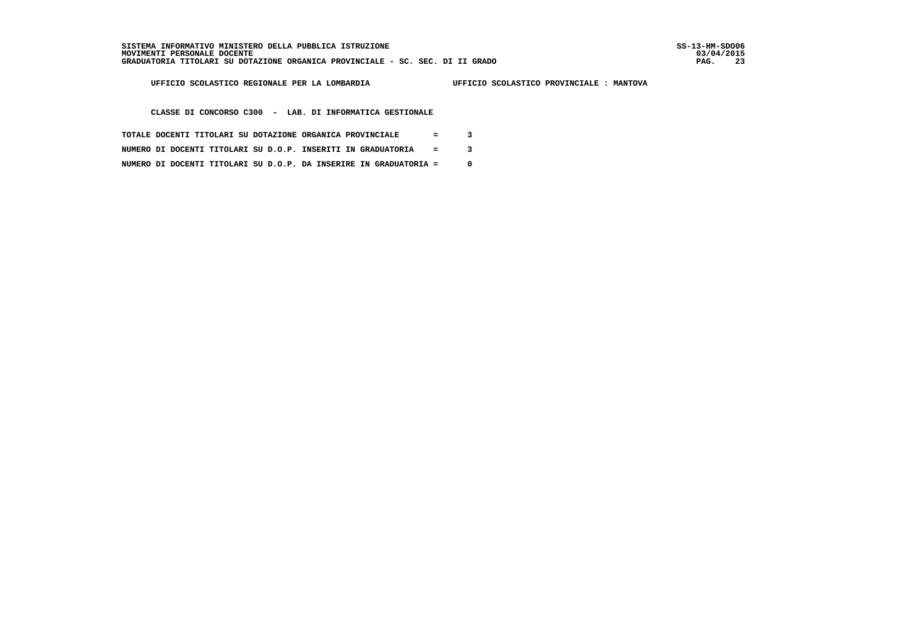UFFICIO SCOLASTICO REGIONALE PER LA LOMBARDIA    UFFICIO SCOLASTICO PROVINCIALE : MANTOVA

CLASSE DI CONCORSO C300 - LAB. DI INFORMATICA GESTIONALE

TOTALE DOCENTI TITOLARI SU DOTAZIONE ORGANICA PROVINCIALE = 3

NUMERO DI DOCENTI TITOLARI SU D.O.P. INSERITI IN GRADUATORIA = 3

NUMERO DI DOCENTI TITOLARI SU D.O.P. DA INSERIRE IN GRADUATORIA = 0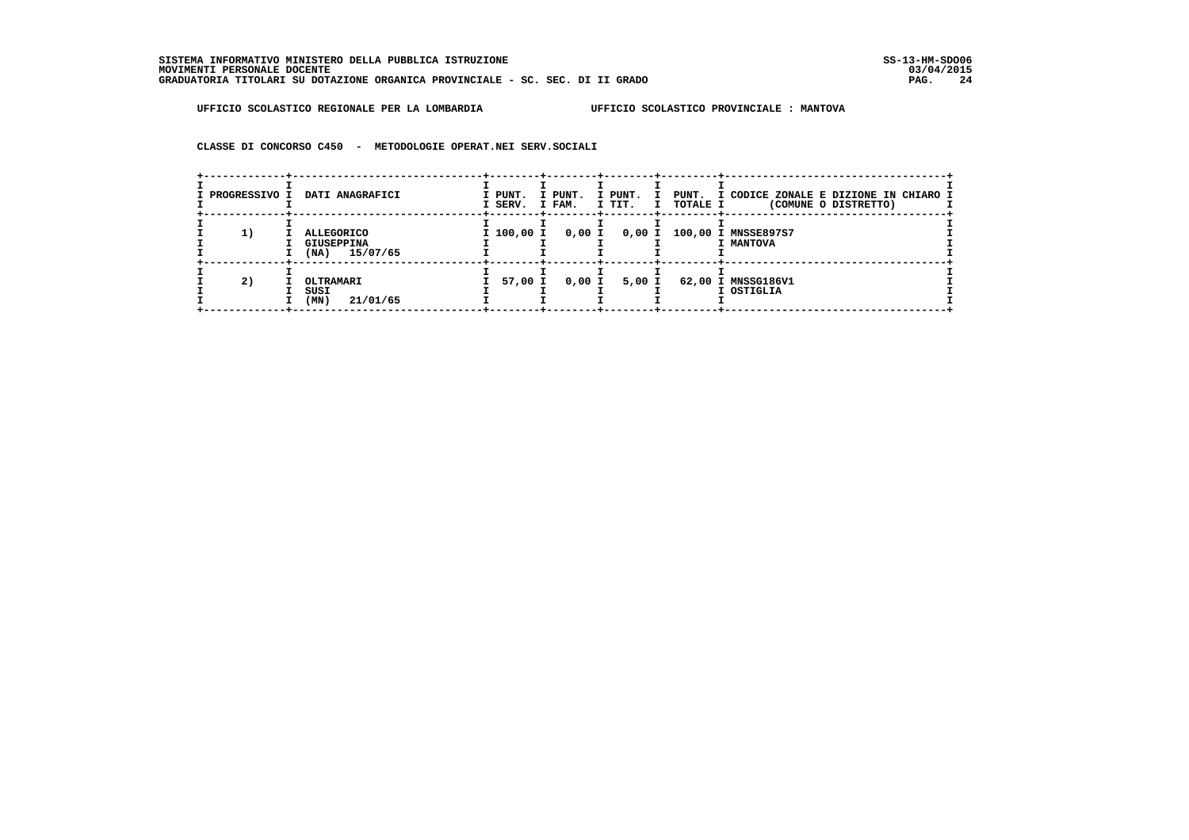SISTEMA INFORMATIVO MINISTERO DELLA PUBBLICA ISTRUZIONE
MOVIMENTI PERSONALE DOCENTE
GRADUATORIA TITOLARI SU DOTAZIONE ORGANICA PROVINCIALE - SC. SEC. DI II GRADO

SS-13-HM-SDO06
03/04/2015

UFFICIO SCOLASTICO REGIONALE PER LA LOMBARDIA — UFFICIO SCOLASTICO PROVINCIALE : MANTOVA

CLASSE DI CONCORSO C450 - METODOLOGIE OPERAT.NEI SERV.SOCIALI

| PROGRESSIVO | DATI ANAGRAFICI | PUNT. SERV. | PUNT. FAM. | PUNT. TIT. | PUNT. TOTALE | CODICE ZONALE E DIZIONE IN CHIARO (COMUNE O DISTRETTO) |
|---|---|---|---|---|---|---|
| 1) | ALLEGORICO GIUSEPPINA (NA) 15/07/65 | 100,00 | 0,00 | 0,00 | 100,00 | MNSSE897S7 MANTOVA |
| 2) | OLTRAMARI SUSI (MN) 21/01/65 | 57,00 | 0,00 | 5,00 | 62,00 | MNSSG186V1 OSTIGLIA |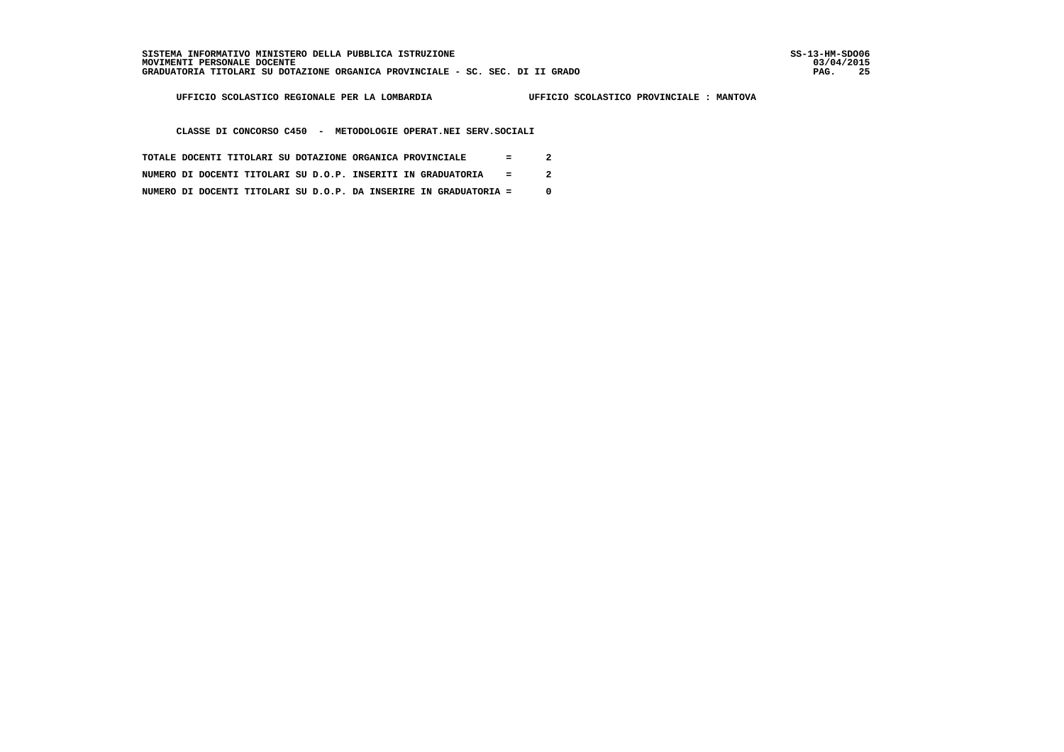UFFICIO SCOLASTICO REGIONALE PER LA LOMBARDIA          UFFICIO SCOLASTICO PROVINCIALE : MANTOVA

CLASSE DI CONCORSO C450 - METODOLOGIE OPERAT.NEI SERV.SOCIALI

TOTALE DOCENTI TITOLARI SU DOTAZIONE ORGANICA PROVINCIALE = 2

NUMERO DI DOCENTI TITOLARI SU D.O.P. INSERITI IN GRADUATORIA = 2

NUMERO DI DOCENTI TITOLARI SU D.O.P. DA INSERIRE IN GRADUATORIA = 0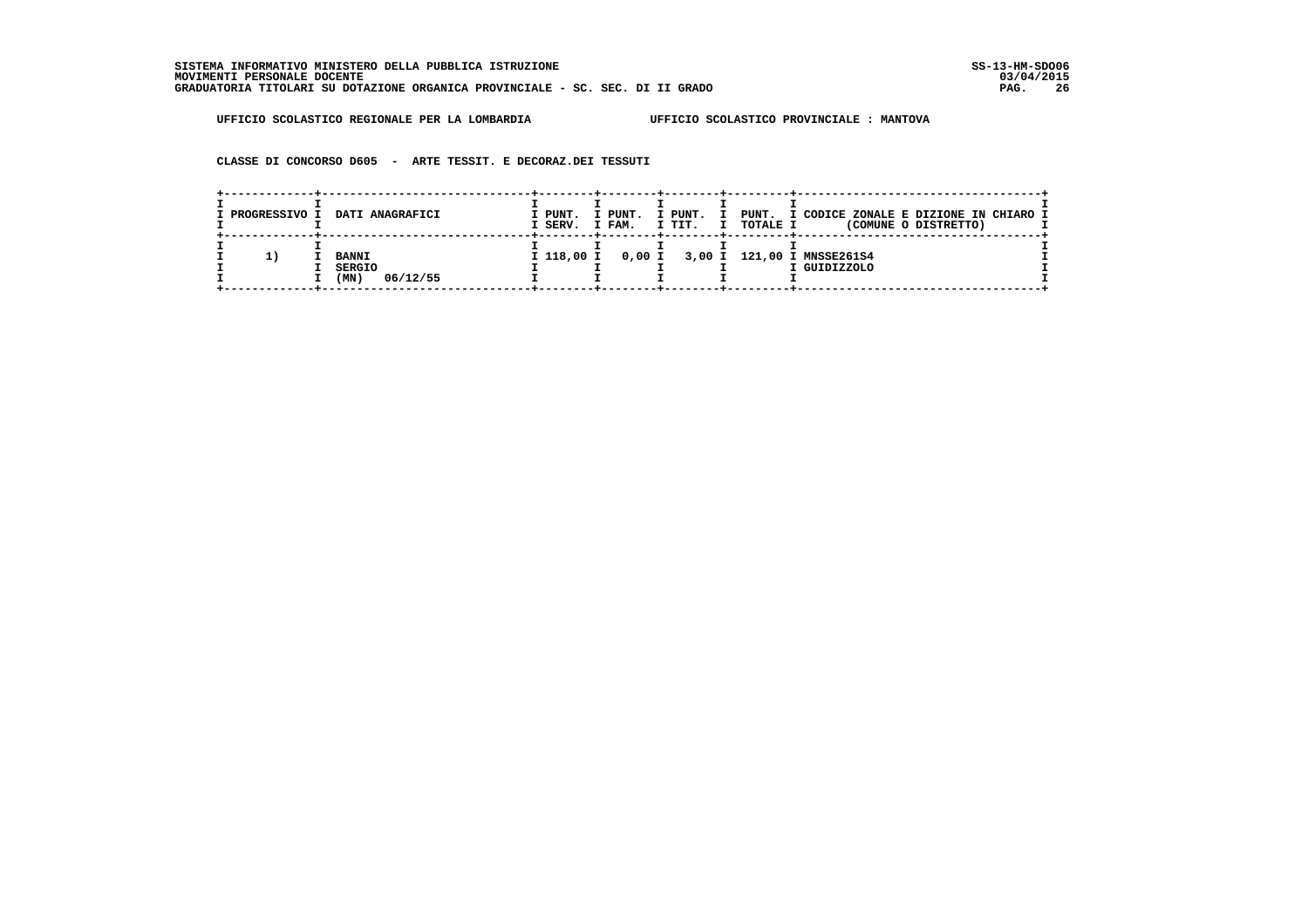SISTEMA INFORMATIVO MINISTERO DELLA PUBBLICA ISTRUZIONE
MOVIMENTI PERSONALE DOCENTE
GRADUATORIA TITOLARI SU DOTAZIONE ORGANICA PROVINCIALE - SC. SEC. DI II GRADO

SS-13-HM-SDO06
03/04/2015

UFFICIO SCOLASTICO REGIONALE PER LA LOMBARDIA UFFICIO SCOLASTICO PROVINCIALE : MANTOVA

CLASSE DI CONCORSO D605 - ARTE TESSIT. E DECORAZ.DEI TESSUTI

| PROGRESSIVO | DATI ANAGRAFICI | PUNT. SERV. | PUNT. FAM. | PUNT. TIT. | PUNT. TOTALE | CODICE ZONALE E DIZIONE IN CHIARO (COMUNE O DISTRETTO) |
|---|---|---|---|---|---|---|
| 1) | BANNI SERGIO (MN) 06/12/55 | 118,00 | 0,00 | 3,00 | 121,00 | MNSSE261S4 GUIDIZZOLO |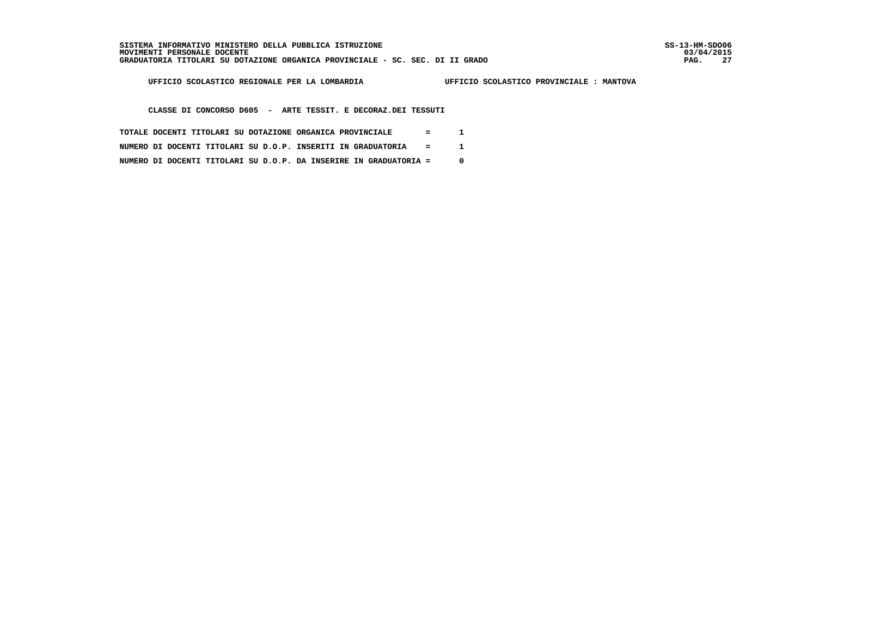UFFICIO SCOLASTICO REGIONALE PER LA LOMBARDIA　　　　UFFICIO SCOLASTICO PROVINCIALE : MANTOVA

CLASSE DI CONCORSO D605 - ARTE TESSIT. E DECORAZ.DEI TESSUTI

TOTALE DOCENTI TITOLARI SU DOTAZIONE ORGANICA PROVINCIALE = 1

NUMERO DI DOCENTI TITOLARI SU D.O.P. INSERITI IN GRADUATORIA = 1

NUMERO DI DOCENTI TITOLARI SU D.O.P. DA INSERIRE IN GRADUATORIA = 0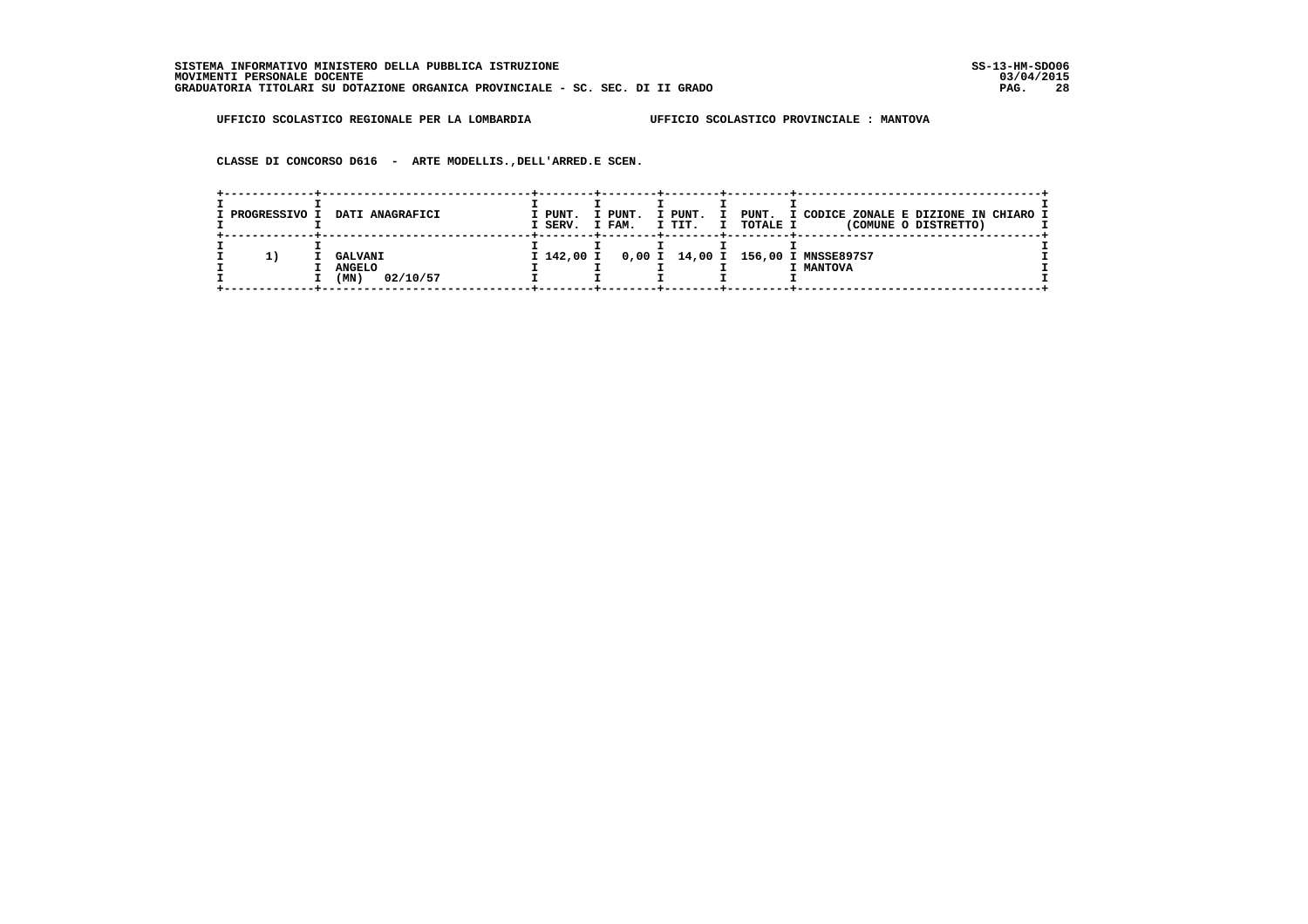UFFICIO SCOLASTICO REGIONALE PER LA LOMBARDIA UFFICIO SCOLASTICO PROVINCIALE : MANTOVA

CLASSE DI CONCORSO D616 - ARTE MODELLIS.,DELL'ARRED.E SCEN.

| PROGRESSIVO | DATI ANAGRAFICI | PUNT. SERV. | PUNT. FAM. | PUNT. TIT. | PUNT. TOTALE | CODICE ZONALE E DIZIONE IN CHIARO (COMUNE O DISTRETTO) |
|---|---|---|---|---|---|---|
| 1) | GALVANI ANGELO (MN) 02/10/57 | 142,00 | 0,00 | 14,00 | 156,00 | MNSSE897S7 MANTOVA |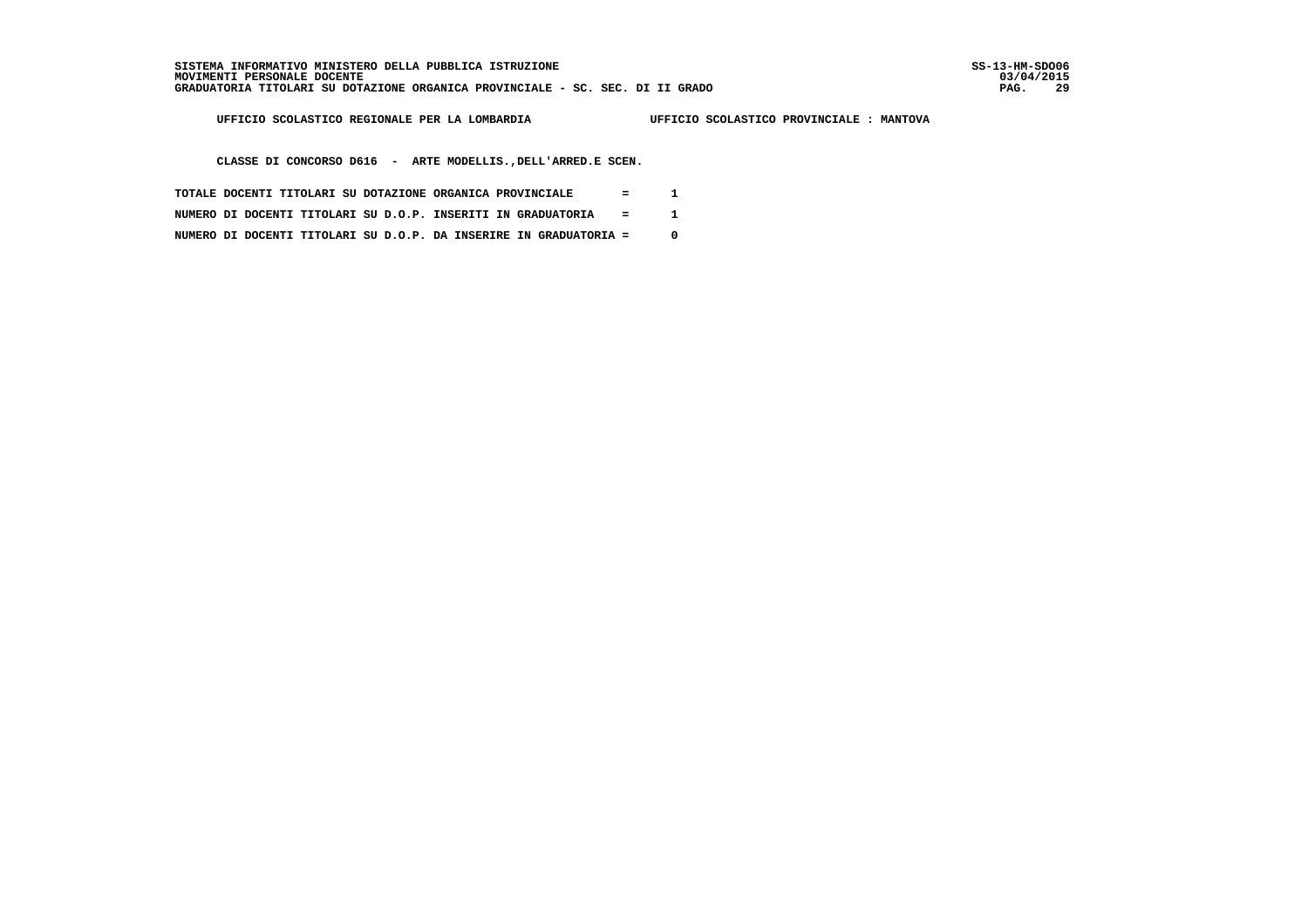UFFICIO SCOLASTICO REGIONALE PER LA LOMBARDIA          UFFICIO SCOLASTICO PROVINCIALE : MANTOVA

CLASSE DI CONCORSO D616 - ARTE MODELLIS.,DELL'ARRED.E SCEN.

TOTALE DOCENTI TITOLARI SU DOTAZIONE ORGANICA PROVINCIALE = 1

NUMERO DI DOCENTI TITOLARI SU D.O.P. INSERITI IN GRADUATORIA = 1

NUMERO DI DOCENTI TITOLARI SU D.O.P. DA INSERIRE IN GRADUATORIA = 0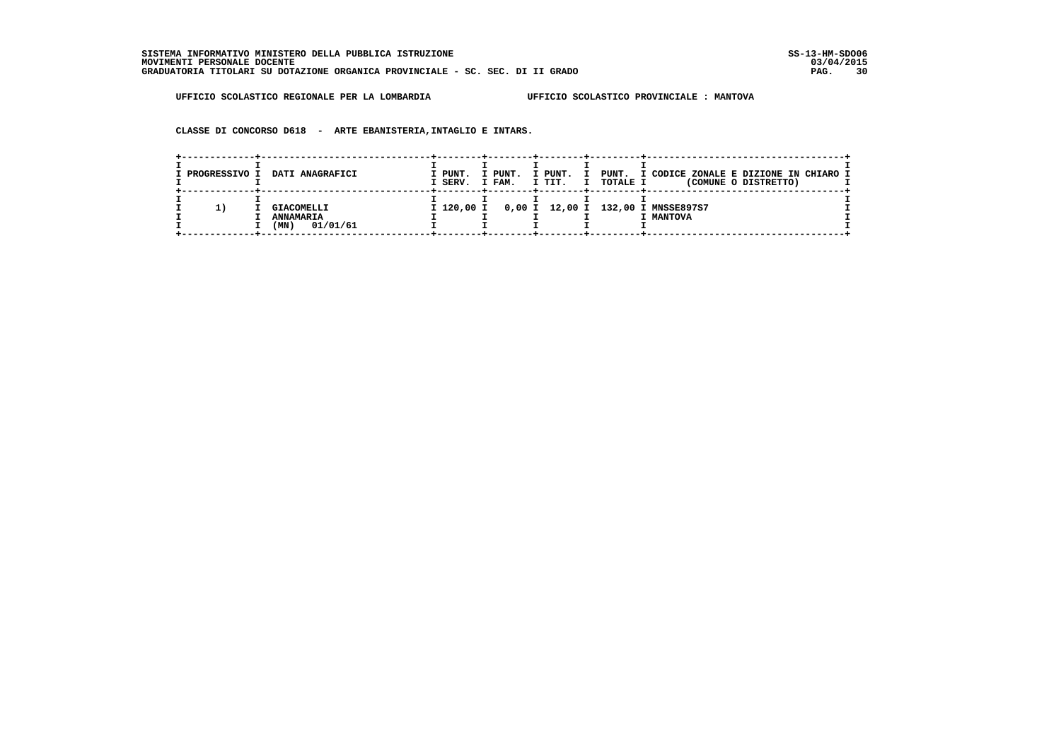SISTEMA INFORMATIVO MINISTERO DELLA PUBBLICA ISTRUZIONE
MOVIMENTI PERSONALE DOCENTE
GRADUATORIA TITOLARI SU DOTAZIONE ORGANICA PROVINCIALE - SC. SEC. DI II GRADO

SS-13-HM-SDO06
03/04/2015

UFFICIO SCOLASTICO REGIONALE PER LA LOMBARDIA        UFFICIO SCOLASTICO PROVINCIALE : MANTOVA

CLASSE DI CONCORSO D618 - ARTE EBANISTERIA,INTAGLIO E INTARS.

| PROGRESSIVO | DATI ANAGRAFICI | PUNT. SERV. | PUNT. FAM. | PUNT. TIT. | PUNT. TOTALE | CODICE ZONALE E DIZIONE IN CHIARO (COMUNE O DISTRETTO) |
|---|---|---|---|---|---|---|
| 1) | GIACOMELLI ANNAMARIA (MN) 01/01/61 | 120,00 | 0,00 | 12,00 | 132,00 | MNSSE897S7 MANTOVA |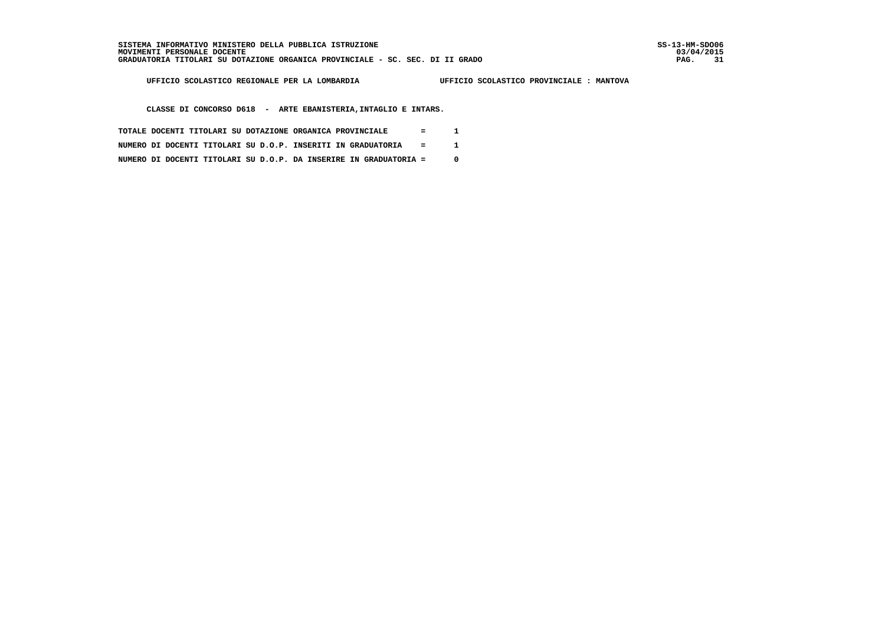UFFICIO SCOLASTICO REGIONALE PER LA LOMBARDIA — UFFICIO SCOLASTICO PROVINCIALE : MANTOVA

CLASSE DI CONCORSO D618 - ARTE EBANISTERIA,INTAGLIO E INTARS.

TOTALE DOCENTI TITOLARI SU DOTAZIONE ORGANICA PROVINCIALE = 1

NUMERO DI DOCENTI TITOLARI SU D.O.P. INSERITI IN GRADUATORIA = 1

NUMERO DI DOCENTI TITOLARI SU D.O.P. DA INSERIRE IN GRADUATORIA = 0